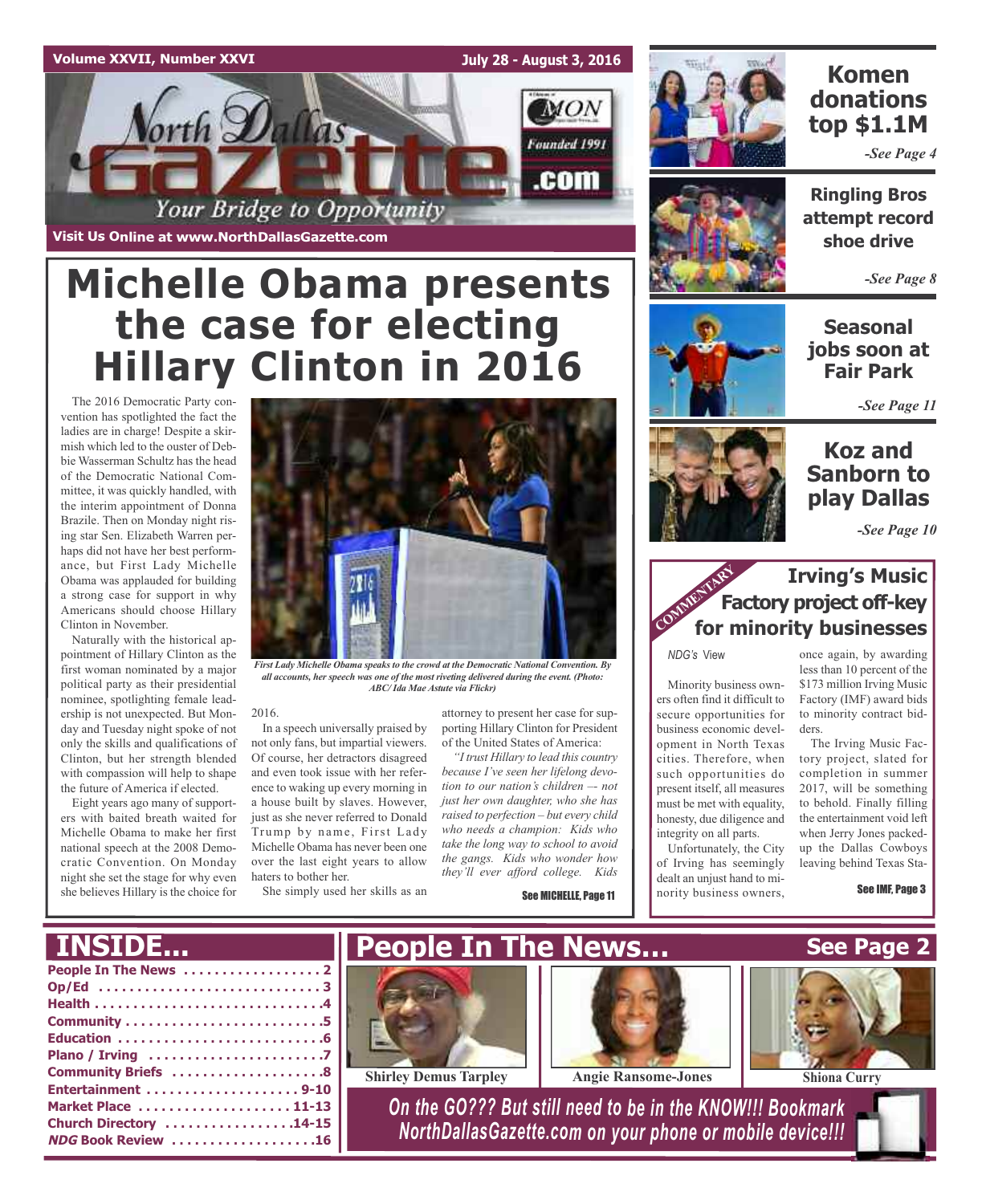Volume XXVII, Number XXVI

July 28 - August 3, 2016

# North Dallas Gazette

Founded 1991

Your Bridge to Opportunity

Visit Us Online at www.NorthDallasGazette.com

# Michelle Obama presents the case for electing Hillary Clinton in 2016

The 2016 Democratic Party convention has spotlighted the fact the ladies are in charge! Despite a skirmish which led to the ouster of Debbie Wasserman Schultz has the head of the Democratic National Committee, it was quickly handled, with the interim appointment of Donna Brazile. Then on Monday night rising star Sen. Elizabeth Warren perhaps did not have her best performance, but First Lady Michelle Obama was applauded for building a strong case for support in why Americans should choose Hillary Clinton in November.

Naturally with the historical appointment of Hillary Clinton as the first woman nominated by a major political party as their presidential nominee, spotlighting female leadership is not unexpected. But Monday and Tuesday night spoke of not only the skills and qualifications of Clinton, but her strength blended with compassion will help to shape the future of America if elected.

Eight years ago many of supporters with baited breath waited for Michelle Obama to make her first national speech at the 2008 Democratic Convention. On Monday night she set the stage for why even she believes Hillary is the choice for 2016.

*First Lady Michelle Obama speaks to the crowd at the Democratic National Convention. By all accounts, her speech was one of the most riveting delivered during the event. (Photo: ABC/ Ida Mae Astute via Flickr)*

In a speech universally praised by not only fans, but impartial viewers. Of course, her detractors disagreed and even took issue with her reference to waking up every morning in a house built by slaves. However, just as she never referred to Donald Trump by name, First Lady Michelle Obama has never been one over the last eight years to allow haters to bother her.

She simply used her skills as an attorney to present her case for supporting Hillary Clinton for President of the United States of America:

*"I trust Hillary to lead this country because I've seen her lifelong devotion to our nation's children –- not just her own daughter, who she has raised to perfection – but every child who needs a champion: Kids who take the long way to school to avoid the gangs. Kids who wonder how they'll ever afford college. Kids*

See MICHELLE, Page 11

## Komen donations top $1.1M

*-See Page 4*

## Ringling Bros attempt record shoe drive

*-See Page 8*

## Seasonal jobs soon at Fair Park

*-See Page 11*

## Koz and Sanborn to play Dallas

*-See Page 10*

COMMENTARY

## Irving's Music Factory project off-key for minority businesses

*NDG's* View

Minority business owners often find it difficult to secure opportunities for business economic development in North Texas cities. Therefore, when such opportunities do present itself, all measures must be met with equality, honesty, due diligence and integrity on all parts.

Unfortunately, the City of Irving has seemingly dealt an unjust hand to minority business owners, once again, by awarding less than 10 percent of the $173 million Irving Music Factory (IMF) award bids to minority contract bidders.

The Irving Music Factory project, slated for completion in summer 2017, will be something to behold. Finally filling the entertainment void left when Jerry Jones packed-up the Dallas Cowboys leaving behind Texas Sta-

See IMF, Page 3

## INSIDE...

- People In The News .................. 2
- Op/Ed ............................ 3
- Health ............................ 4
- Community .......................... 5
- Education .......................... 6
- Plano / Irving ...................... 7
- Community Briefs ................... 8
- Entertainment .................... 9-10
- Market Place .................... 11-13
- Church Directory ................ 14-15
- *NDG* Book Review .................. 16

## People In The News...

See Page 2

Shirley Demus Tarpley

Angie Ransome-Jones

Shiona Curry

*On the GO??? But still need to be in the KNOW!!! Bookmark NorthDallasGazette.com on your phone or mobile device!!!*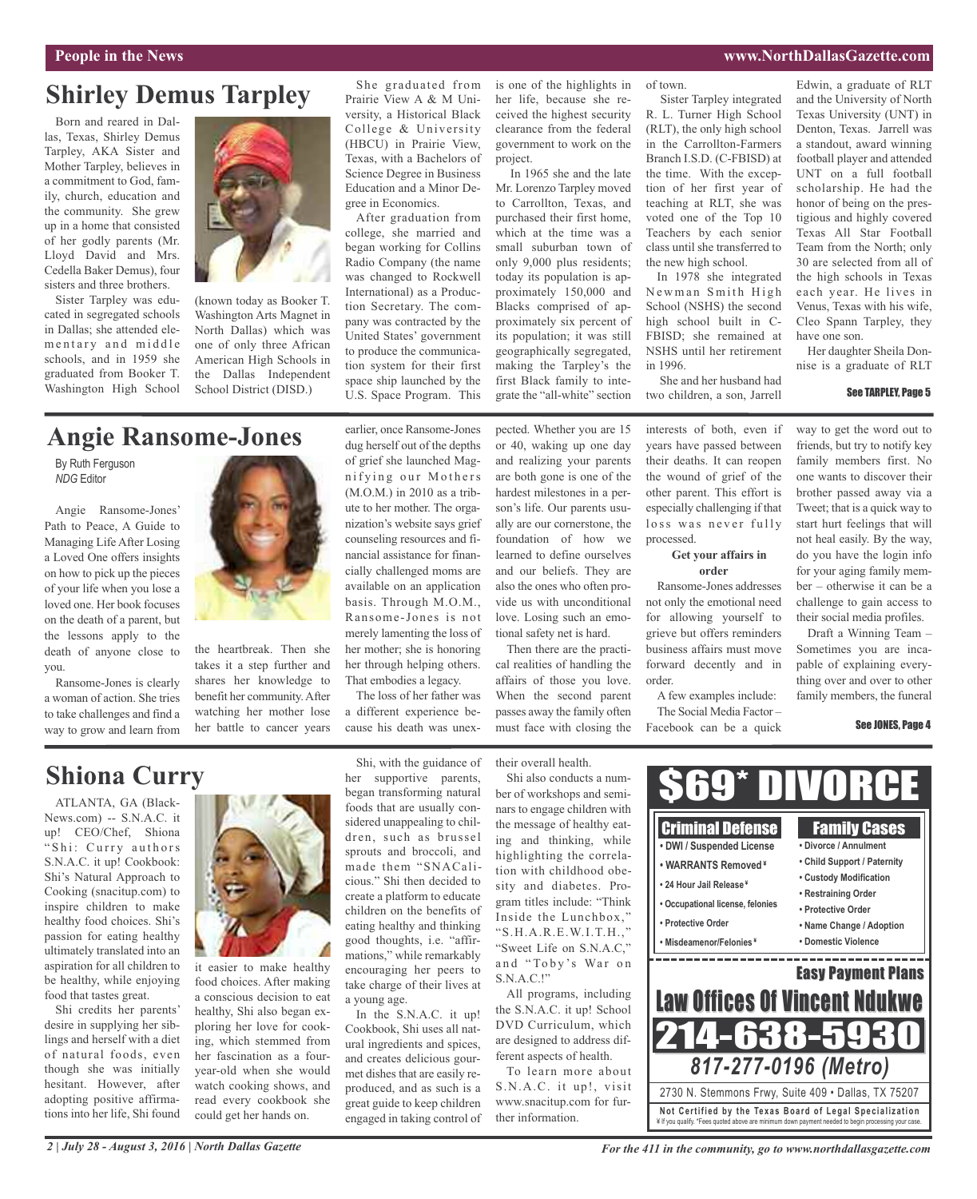## Shirley Demus Tarpley

Born and reared in Dallas, Texas, Shirley Demus Tarpley, AKA Sister and Mother Tarpley, believes in a commitment to God, family, church, education and the community. She grew up in a home that consisted of her godly parents (Mr. Lloyd David and Mrs. Cedella Baker Demus), four sisters and three brothers.

Sister Tarpley was educated in segregated schools in Dallas; she attended elementary and middle schools, and in 1959 she graduated from Booker T. Washington High School (known today as Booker T. Washington Arts Magnet in North Dallas) which was one of only three African American High Schools in the Dallas Independent School District (DISD.)

She graduated from Prairie View A & M University, a Historical Black College & University (HBCU) in Prairie View, Texas, with a Bachelors of Science Degree in Business Education and a Minor Degree in Economics.

After graduation from college, she married and began working for Collins Radio Company (the name was changed to Rockwell International) as a Production Secretary. The company was contracted by the United States' government to produce the communication system for their first space ship launched by the U.S. Space Program. This is one of the highlights in her life, because she received the highest security clearance from the federal government to work on the project.

In 1965 she and the late Mr. Lorenzo Tarpley moved to Carrollton, Texas, and purchased their first home, which at the time was a small suburban town of only 9,000 plus residents; today its population is approximately 150,000 and Blacks comprised of approximately six percent of its population; it was still geographically segregated, making the Tarpley's the first Black family to integrate the "all-white" section of town.

Sister Tarpley integrated R. L. Turner High School (RLT), the only high school in the Carrollton-Farmers Branch I.S.D. (C-FBISD) at the time. With the exception of her first year of teaching at RLT, she was voted one of the Top 10 Teachers by each senior class until she transferred to the new high school.

In 1978 she integrated Newman Smith High School (NSHS) the second high school built in C-FBISD; she remained at NSHS until her retirement in 1996.

She and her husband had two children, a son, Jarrell Edwin, a graduate of RLT and the University of North Texas University (UNT) in Denton, Texas. Jarrell was a standout, award winning football player and attended UNT on a full football scholarship. He had the honor of being on the prestigious and highly covered Texas All Star Football Team from the North; only 30 are selected from all of the high schools in Texas each year. He lives in Venus, Texas with his wife, Cleo Spann Tarpley, they have one son.

Her daughter Sheila Donnise is a graduate of RLT

See TARPLEY, Page 5

## Angie Ransome-Jones

By Ruth Ferguson
*NDG* Editor

Angie Ransome-Jones' Path to Peace, A Guide to Managing Life After Losing a Loved One offers insights on how to pick up the pieces of your life when you lose a loved one. Her book focuses on the death of a parent, but the lessons apply to the death of anyone close to you.

Ransome-Jones is clearly a woman of action. She tries to take challenges and find a way to grow and learn from the heartbreak. Then she takes it a step further and shares her knowledge to benefit her community. After watching her mother lose her battle to cancer years earlier, once Ransome-Jones dug herself out of the depths of grief she launched Magnifying our Mothers (M.O.M.) in 2010 as a tribute to her mother. The organization's website says grief counseling resources and financial assistance for financially challenged moms are available on an application basis. Through M.O.M., Ransome-Jones is not merely lamenting the loss of her mother; she is honoring her through helping others. That embodies a legacy.

The loss of her father was a different experience because his death was unexpected. Whether you are 15 or 40, waking up one day and realizing your parents are both gone is one of the hardest milestones in a person's life. Our parents usually are our cornerstone, the foundation of how we learned to define ourselves and our beliefs. They are also the ones who often provide us with unconditional love. Losing such an emotional safety net is hard.

Then there are the practical realities of handling the affairs of those you love. When the second parent passes away the family often must face with closing the interests of both, even if years have passed between their deaths. It can reopen the wound of grief of the other parent. This effort is especially challenging if that loss was never fully processed.

**Get your affairs in order**

Ransome-Jones addresses not only the emotional need for allowing yourself to grieve but offers reminders business affairs must move forward decently and in order.

A few examples include:

The Social Media Factor – Facebook can be a quick way to get the word out to friends, but try to notify key family members first. No one wants to discover their brother passed away via a Tweet; that is a quick way to start hurt feelings that will not heal easily. By the way, do you have the login info for your aging family member – otherwise it can be a challenge to gain access to their social media profiles.

Draft a Winning Team – Sometimes you are incapable of explaining everything over and over to other family members, the funeral

See JONES, Page 4

## Shiona Curry

ATLANTA, GA (BlackNews.com) -- S.N.A.C. it up! CEO/Chef, Shiona "Shi: Curry authors S.N.A.C. it up! Cookbook: Shi's Natural Approach to Cooking (snacitup.com) to inspire children to make healthy food choices. Shi's passion for eating healthy ultimately translated into an aspiration for all children to be healthy, while enjoying food that tastes great.

Shi credits her parents' desire in supplying her siblings and herself with a diet of natural foods, even though she was initially hesitant. However, after adopting positive affirmations into her life, Shi found it easier to make healthy food choices. After making a conscious decision to eat healthy, Shi also began exploring her love for cooking, which stemmed from her fascination as a four-year-old when she would watch cooking shows, and read every cookbook she could get her hands on.

Shi, with the guidance of her supportive parents, began transforming natural foods that are usually considered unappealing to children, such as brussel sprouts and broccoli, and made them "SNACalicious." Shi then decided to create a platform to educate children on the benefits of eating healthy and thinking good thoughts, i.e. "affirmations," while remarkably encouraging her peers to take charge of their lives at a young age.

In the S.N.A.C. it up! Cookbook, Shi uses all natural ingredients and spices, and creates delicious gourmet dishes that are easily reproduced, and as such is a great guide to keep children engaged in taking control of their overall health.

Shi also conducts a number of workshops and seminars to engage children with the message of healthy eating and thinking, while highlighting the correlation with childhood obesity and diabetes. Program titles include: "Think Inside the Lunchbox," "S.H.A.R.E.W.I.T.H.," "Sweet Life on S.N.A.C," and "Toby's War on S.N.A.C.!"

All programs, including the S.N.A.C. it up! School DVD Curriculum, which are designed to address different aspects of health.

To learn more about S.N.A.C. it up!, visit www.snacitup.com for further information.

---

**$69* DIVORCE**

| Criminal Defense | Family Cases |
|---|---|
| • DWI / Suspended License | • Divorce / Annulment |
| • WARRANTS Removed ¥ | • Child Support / Paternity |
| • 24 Hour Jail Release ¥ | • Custody Modification |
| • Occupational license, felonies | • Restraining Order |
| • Protective Order | • Protective Order |
| • Misdeamenor/Felonies ¥ | • Name Change / Adoption |
| | • Domestic Violence |

**Easy Payment Plans**

**Law Offices Of Vincent Ndukwe**

**214-638-5930**

***817-277-0196 (Metro)***

2730 N. Stemmons Frwy, Suite 409 • Dallas, TX 75207

**Not Certified by the Texas Board of Legal Specialization**

¥ If you qualify. *Fees quoted above are minimum down payment needed to begin processing your case.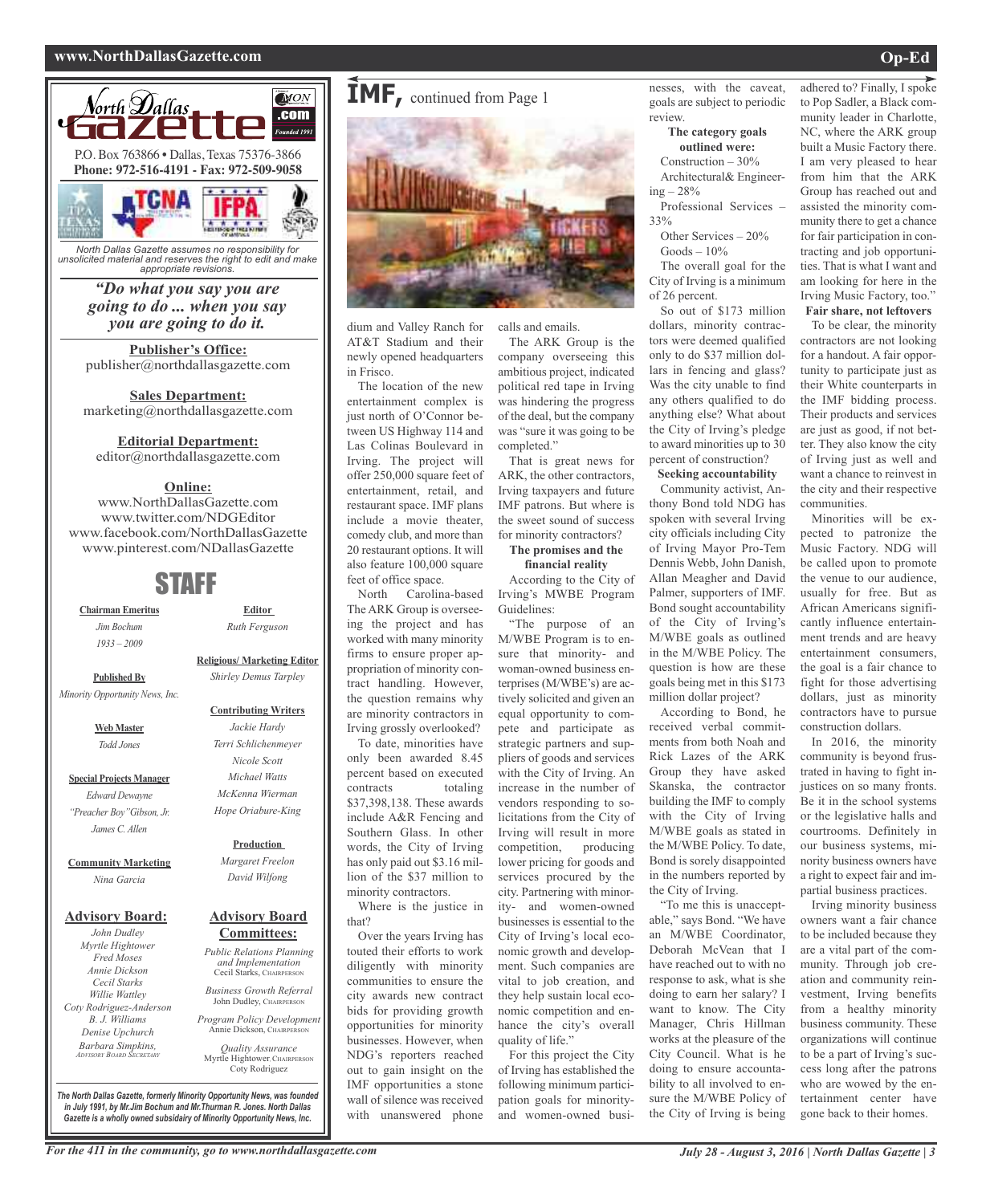North Dallas Gazette .com Founded 1991

P.O. Box 763866 • Dallas, Texas 75376-3866
**Phone: 972-516-4191 - Fax: 972-509-9058**

*North Dallas Gazette assumes no responsibility for unsolicited material and reserves the right to edit and make appropriate revisions.*

***"Do what you say you are going to do ... when you say you are going to do it.***

**Publisher's Office:**
publisher@northdallasgazette.com

**Sales Department:**
marketing@northdallasgazette.com

**Editorial Department:**
editor@northdallasgazette.com

**Online:**
www.NorthDallasGazette.com
www.twitter.com/NDGEditor
www.facebook.com/NorthDallasGazette
www.pinterest.com/NDallasGazette

## STAFF

**Chairman Emeritus**
*Jim Bochum*
*1933 – 2009*

**Published By**
*Minority Opportunity News, Inc.*

**Web Master**
*Todd Jones*

**Special Projects Manager**
*Edward Dewayne "Preacher Boy" Gibson, Jr.*
*James C. Allen*

**Community Marketing**
*Nina Garcia*

**Editor**
*Ruth Ferguson*

**Religious/ Marketing Editor**
*Shirley Demus Tarpley*

**Contributing Writers**
*Jackie Hardy*
*Terri Schlichenmeyer*
*Nicole Scott*
*Michael Watts*
*McKenna Wierman*
*Hope Oriabure-King*

**Production**
*Margaret Freelon*
*David Wilfong*

**Advisory Board:**
*John Dudley*
*Myrtle Hightower*
*Fred Moses*
*Annie Dickson*
*Cecil Starks*
*Willie Wattley*
*Coty Rodriguez-Anderson*
*B. J. Williams*
*Denise Upchurch*
*Barbara Simpkins, Advisory Board Secretary*

**Advisory Board Committees:**
*Public Relations Planning and Implementation*
Cecil Starks, Chairperson
*Business Growth Referral*
John Dudley, Chairperson
*Program Policy Development*
Annie Dickson, Chairperson
*Quality Assurance*
Myrtle Hightower, Chairperson
Coty Rodriguez

*The North Dallas Gazette, formerly Minority Opportunity News, was founded in July 1991, by Mr.Jim Bochum and Mr.Thurman R. Jones. North Dallas Gazette is a wholly owned subsidairy of Minority Opportunity News, Inc.*

# IMF, continued from Page 1

dium and Valley Ranch for AT&T Stadium and their newly opened headquarters in Frisco.

The location of the new entertainment complex is just north of O'Connor between US Highway 114 and Las Colinas Boulevard in Irving. The project will offer 250,000 square feet of entertainment, retail, and restaurant space. IMF plans include a movie theater, comedy club, and more than 20 restaurant options. It will also feature 100,000 square feet of office space.

North Carolina-based The ARK Group is overseeing the project and has worked with many minority firms to ensure proper appropriation of minority contract handling. However, the question remains why are minority contractors in Irving grossly overlooked?

To date, minorities have only been awarded 8.45 percent based on executed contracts totaling $37,398,138. These awards include A&R Fencing and Southern Glass. In other words, the City of Irving has only paid out $3.16 million of the $37 million to minority contractors.

Where is the justice in that?

Over the years Irving has touted their efforts to work diligently with minority communities to ensure the city awards new contract bids for providing growth opportunities for minority businesses. However, when NDG's reporters reached out to gain insight on the IMF opportunities a stone wall of silence was received with unanswered phone calls and emails.

The ARK Group is the company overseeing this ambitious project, indicated political red tape in Irving was hindering the progress of the deal, but the company was "sure it was going to be completed."

That is great news for ARK, the other contractors, Irving taxpayers and future IMF patrons. But where is the sweet sound of success for minority contractors?

**The promises and the financial reality**

According to the City of Irving's MWBE Program Guidelines:

"The purpose of an M/WBE Program is to ensure that minority- and woman-owned business enterprises (M/WBE's) are actively solicited and given an equal opportunity to compete and participate as strategic partners and suppliers of goods and services with the City of Irving. An increase in the number of vendors responding to solicitations from the City of Irving will result in more competition, producing lower pricing for goods and services procured by the city. Partnering with minority- and women-owned businesses is essential to the City of Irving's local economic growth and development. Such companies are vital to job creation, and they help sustain local economic competition and enhance the city's overall quality of life."

For this project the City of Irving has established the following minimum participation goals for minority- and women-owned businesses, with the caveat, goals are subject to periodic review.

**The category goals outlined were:**

Construction – 30%
Architectural& Engineering – 28%
Professional Services – 33%
Other Services – 20%
Goods – 10%

The overall goal for the City of Irving is a minimum of 26 percent.

So out of $173 million dollars, minority contractors were deemed qualified only to do $37 million dollars in fencing and glass? Was the city unable to find any others qualified to do anything else? What about the City of Irving's pledge to award minorities up to 30 percent of construction?

**Seeking accountability**

Community activist, Anthony Bond told NDG has spoken with several Irving city officials including City of Irving Mayor Pro-Tem Dennis Webb, John Danish, Allan Meagher and David Palmer, supporters of IMF. Bond sought accountability of the City of Irving's M/WBE goals as outlined in the M/WBE Policy. The question is how are these goals being met in this $173 million dollar project?

According to Bond, he received verbal commitments from both Noah and Rick Lazes of the ARK Group they have asked Skanska, the contractor building the IMF to comply with the City of Irving M/WBE goals as stated in the M/WBE Policy. To date, Bond is sorely disappointed in the numbers reported by the City of Irving.

"To me this is unacceptable," says Bond. "We have an M/WBE Coordinator, Deborah McVean that I have reached out to with no response to ask, what is she doing to earn her salary? I want to know. The City Manager, Chris Hillman works at the pleasure of the City Council. What is he doing to ensure accountability to all involved to ensure the M/WBE Policy of the City of Irving is being adhered to? Finally, I spoke to Pop Sadler, a Black community leader in Charlotte, NC, where the ARK group built a Music Factory there. I am very pleased to hear from him that the ARK Group has reached out and assisted the minority community there to get a chance for fair participation in contracting and job opportunities. That is what I want and am looking for here in the Irving Music Factory, too."

**Fair share, not leftovers**

To be clear, the minority contractors are not looking for a handout. A fair opportunity to participate just as their White counterparts in the IMF bidding process. Their products and services are just as good, if not better. They also know the city of Irving just as well and want a chance to reinvest in the city and their respective communities.

Minorities will be expected to patronize the Music Factory. NDG will be called upon to promote the venue to our audience, usually for free. But as African Americans significantly influence entertainment trends and are heavy entertainment consumers, the goal is a fair chance to fight for those advertising dollars, just as minority contractors have to pursue construction dollars.

In 2016, the minority community is beyond frustrated in having to fight injustices on so many fronts. Be it in the school systems or the legislative halls and courtrooms. Definitely in our business systems, minority business owners have a right to expect fair and impartial business practices.

Irving minority business owners want a fair chance to be included because they are a vital part of the community. Through job creation and community reinvestment, Irving benefits from a healthy minority business community. These organizations will continue to be a part of Irving's success long after the patrons who are wowed by the entertainment center have gone back to their homes.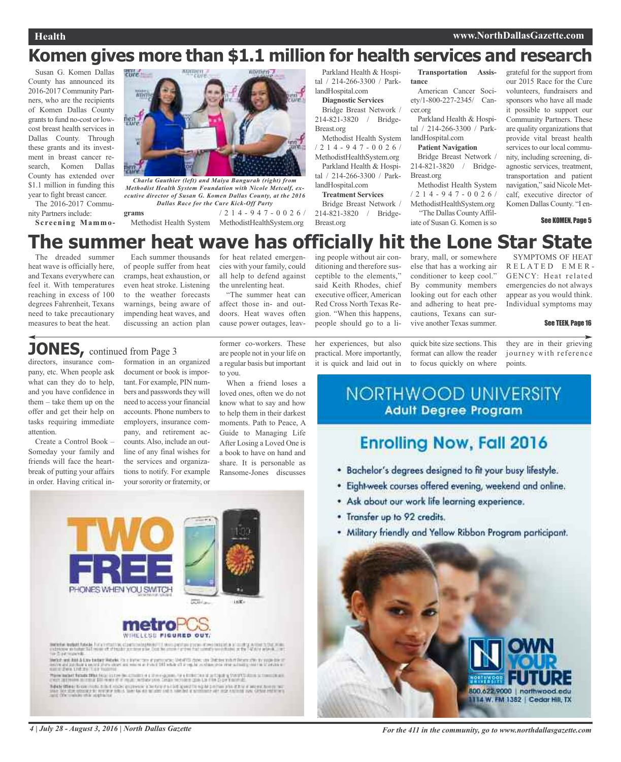# Komen gives more than $1.1 million for health services and research

Susan G. Komen Dallas County has announced its 2016-2017 Community Partners, who are the recipients of Komen Dallas County grants to fund no-cost or low-cost breast health services in Dallas County. Through these grants and its investment in breast cancer research, Komen Dallas County has extended over $1.1 million in funding this year to fight breast cancer.

The 2016-2017 Community Partners include:

*Charla Gauthier (left) and Maiya Bangurah (right) from Methodist Health System Foundation with Nicole Metcalf, executive director of Susan G. Komen Dallas County, at the 2016 Dallas Race for the Cure Kick-Off Party*

**Screening Mammograms**

Methodist Health System / 214-947-0026 / MethodistHealthSystem.org

Parkland Health & Hospital / 214-266-3300 / ParklandHospital.com

**Diagnostic Services**

Bridge Breast Network / 214-821-3820 / BridgeBreast.org

Methodist Health System / 214-947-0026 / MethodistHealthSystem.org

Parkland Health & Hospital / 214-266-3300 / ParklandHospital.com

**Treatment Services**

Bridge Breast Network / 214-821-3820 / BridgeBreast.org

**Transportation Assistance**

American Cancer Society/1-800-227-2345/ Cancer.org

Parkland Health & Hospital / 214-266-3300 / ParklandHospital.com

**Patient Navigation**

Bridge Breast Network / 214-821-3820 / BridgeBreast.org

Methodist Health System / 214-947-0026 / MethodistHealthSystem.org

"The Dallas County Affiliate of Susan G. Komen is so grateful for the support from our 2015 Race for the Cure volunteers, fundraisers and sponsors who have all made it possible to support our Community Partners. These are quality organizations that provide vital breast health services to our local community, including screening, diagnostic services, treatment, transportation and patient navigation," said Nicole Metcalf, executive director of Komen Dallas County. "I en-

See KOMEN, Page 5

# The summer heat wave has officially hit the Lone Star State

The dreaded summer heat wave is officially here, and Texans everywhere can feel it. With temperatures reaching in excess of 100 degrees Fahrenheit, Texans need to take precautionary measures to beat the heat.

Each summer thousands of people suffer from heat cramps, heat exhaustion, or even heat stroke. Listening to the weather forecasts warnings, being aware of impending heat waves, and discussing an action plan for heat related emergencies with your family, could all help to defend against the unrelenting heat.

"The summer heat can affect those in- and outdoors. Heat waves often cause power outages, leaving people without air conditioning and therefore susceptible to the elements," said Keith Rhodes, chief executive officer, American Red Cross North Texas Region. "When this happens, people should go to a library, mall, or somewhere else that has a working air conditioner to keep cool." By community members looking out for each other and adhering to heat precautions, Texans can survive another Texas summer.

SYMPTOMS OF HEAT RELATED EMERGENCY: Heat related emergencies do not always appear as you would think. Individual symptoms may

See TEEN, Page 16

## JONES, continued from Page 3

directors, insurance company, etc. When people ask what can they do to help, and you have confidence in them – take them up on the offer and get their help on tasks requiring immediate attention.

Create a Control Book – Someday your family and friends will face the heartbreak of putting your affairs in order. Having critical information in an organized document or book is important. For example, PIN numbers and passwords they will need to access your financial accounts. Phone numbers to employers, insurance company, and retirement accounts. Also, include an outline of any final wishes for the services and organizations to notify. For example your sorority or fraternity, or former co-workers. These are people not in your life on a regular basis but important to you.

When a friend loses a loved ones, often we do not know what to say and how to help them in their darkest moments. Path to Peace, A Guide to Managing Life After Losing a Loved One is a book to have on hand and share. It is personable as Ransome-Jones discusses her experiences, but also practical. More importantly, it is quick and laid out in quick bite size sections. This format can allow the reader to focus quickly on where they are in their grieving journey with reference points.

TWO FREE PHONES WHEN YOU SWITCH

metroPCS. WIRELESS FIGURED OUT.

NORTHWOOD UNIVERSITY
Adult Degree Program

Enrolling Now, Fall 2016

- Bachelor's degrees designed to fit your busy lifestyle.
- Eight-week courses offered evening, weekend and online.
- Ask about our work life learning experience.
- Transfer up to 92 credits.
- Military friendly and Yellow Ribbon Program participant.

OWN YOUR FUTURE
800.622.9000 | northwood.edu
1114 W. FM 1382 | Cedar Hill, TX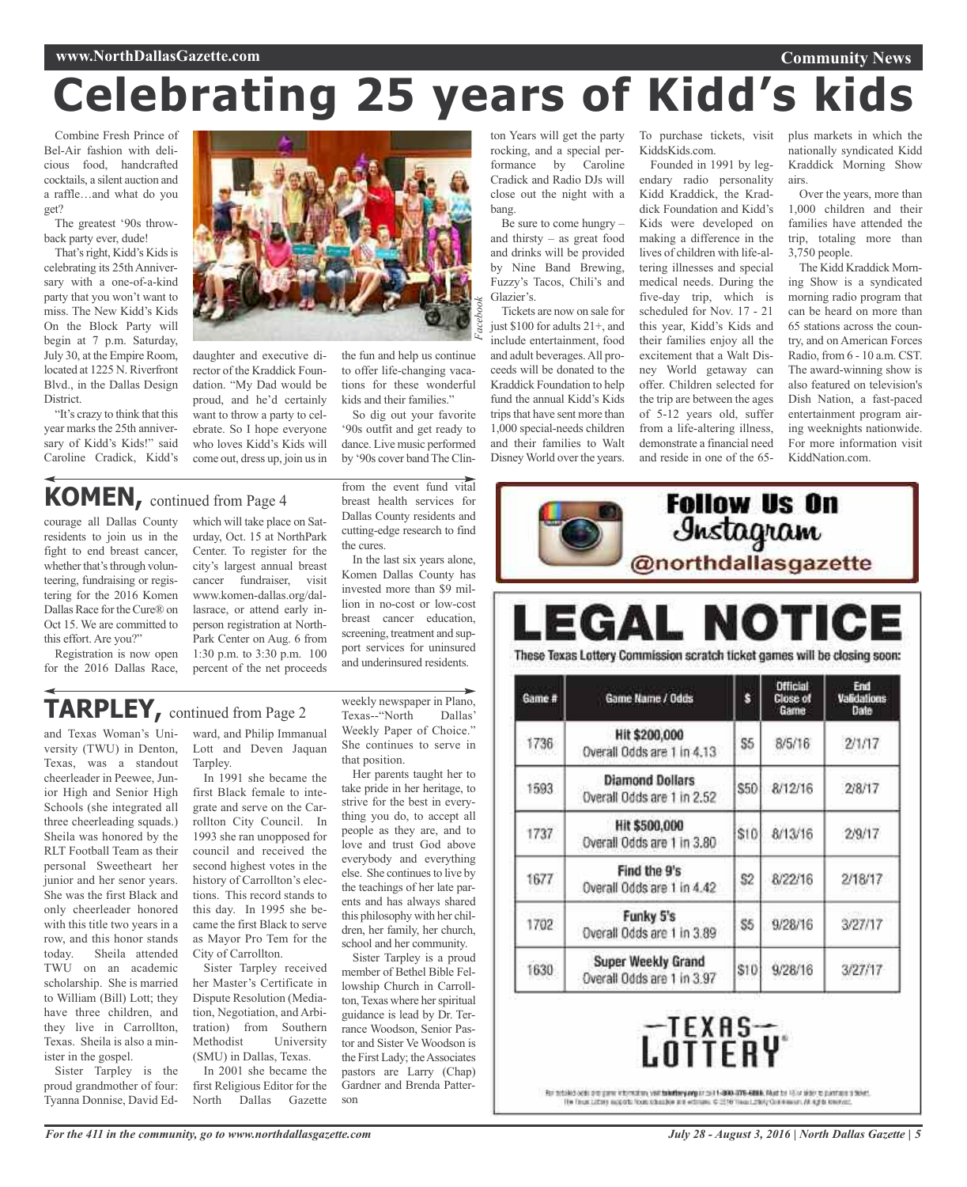# Celebrating 25 years of Kidd's kids

Combine Fresh Prince of Bel-Air fashion with delicious food, handcrafted cocktails, a silent auction and a raffle…and what do you get?

The greatest '90s throwback party ever, dude!

That's right, Kidd's Kids is celebrating its 25th Anniversary with a one-of-a-kind party that you won't want to miss. The New Kidd's Kids On the Block Party will begin at 7 p.m. Saturday, July 30, at the Empire Room, located at 1225 N. Riverfront Blvd., in the Dallas Design District.

"It's crazy to think that this year marks the 25th anniversary of Kidd's Kids!" said Caroline Cradick, Kidd's daughter and executive director of the Kraddick Foundation. "My Dad would be proud, and he'd certainly want to throw a party to celebrate. So I hope everyone who loves Kidd's Kids will come out, dress up, join us in the fun and help us continue to offer life-changing vacations for these wonderful kids and their families."

So dig out your favorite '90s outfit and get ready to dance. Live music performed by '90s cover band The Clinton Years will get the party rocking, and a special performance by Caroline Cradick and Radio DJs will close out the night with a bang.

Be sure to come hungry – and thirsty – as great food and drinks will be provided by Nine Band Brewing, Fuzzy's Tacos, Chili's and Glazier's.

Tickets are now on sale for just $100 for adults 21+, and include entertainment, food and adult beverages. All proceeds will be donated to the Kraddick Foundation to help fund the annual Kidd's Kids trips that have sent more than 1,000 special-needs children and their families to Walt Disney World over the years.

To purchase tickets, visit KiddsKids.com.

Founded in 1991 by legendary radio personality Kidd Kraddick, the Kraddick Foundation and Kidd's Kids were developed on making a difference in the lives of children with life-altering illnesses and special medical needs. During the five-day trip, which is scheduled for Nov. 17 - 21 this year, Kidd's Kids and their families enjoy all the excitement that a Walt Disney World getaway can offer. Children selected for the trip are between the ages of 5-12 years old, suffer from a life-altering illness, demonstrate a financial need and reside in one of the 65-plus markets in which the nationally syndicated Kidd Kraddick Morning Show airs.

Over the years, more than 1,000 children and their families have attended the trip, totaling more than 3,750 people.

The Kidd Kraddick Morning Show is a syndicated morning radio program that can be heard on more than 65 stations across the country, and on American Forces Radio, from 6 - 10 a.m. CST. The award-winning show is also featured on television's Dish Nation, a fast-paced entertainment program airing weeknights nationwide. For more information visit KiddNation.com.

## KOMEN, continued from Page 4

courage all Dallas County residents to join us in the fight to end breast cancer, whether that's through volunteering, fundraising or registering for the 2016 Komen Dallas Race for the Cure® on Oct 15. We are committed to this effort. Are you?"

Registration is now open for the 2016 Dallas Race, which will take place on Saturday, Oct. 15 at NorthPark Center. To register for the city's largest annual breast cancer fundraiser, visit www.komen-dallas.org/dallasrace, or attend early in-person registration at NorthPark Center on Aug. 6 from 1:30 p.m. to 3:30 p.m. 100 percent of the net proceeds from the event fund vital breast health services for Dallas County residents and cutting-edge research to find the cures.

In the last six years alone, Komen Dallas County has invested more than $9 million in no-cost or low-cost breast cancer education, screening, treatment and support services for uninsured and underinsured residents.

## TARPLEY, continued from Page 2

and Texas Woman's University (TWU) in Denton, Texas, was a standout cheerleader in Peewee, Junior High and Senior High Schools (she integrated all three cheerleading squads.) Sheila was honored by the RLT Football Team as their personal Sweetheart her junior and her senor years. She was the first Black and only cheerleader honored with this title two years in a row, and this honor stands today. Sheila attended TWU on an academic scholarship. She is married to William (Bill) Lott; they have three children, and they live in Carrollton, Texas. Sheila is also a minister in the gospel.

Sister Tarpley is the proud grandmother of four: Tyanna Donnise, David Edward, and Philip Immanual Lott and Deven Jaquan Tarpley.

In 1991 she became the first Black female to integrate and serve on the Carrollton City Council. In 1993 she ran unopposed for council and received the second highest votes in the history of Carrollton's elections. This record stands to this day. In 1995 she became the first Black to serve as Mayor Pro Tem for the City of Carrollton.

Sister Tarpley received her Master's Certificate in Dispute Resolution (Mediation, Negotiation, and Arbitration) from Southern Methodist University (SMU) in Dallas, Texas.

In 2001 she became the first Religious Editor for the North Dallas Gazette weekly newspaper in Plano, Texas--"North Dallas' Weekly Paper of Choice." She continues to serve in that position.

Her parents taught her to take pride in her heritage, to strive for the best in everything you do, to accept all people as they are, and to love and trust God above everybody and everything else. She continues to live by the teachings of her late parents and has always shared this philosophy with her children, her family, her church, school and her community.

Sister Tarpley is a proud member of Bethel Bible Fellowship Church in Carrollton, Texas where her spiritual guidance is lead by Dr. Terrance Woodson, Senior Pastor and Sister Ve Woodson is the First Lady; the Associates pastors are Larry (Chap) Gardner and Brenda Patterson

**Follow Us On Instagram @northdallasgazette**

# LEGAL NOTICE

**These Texas Lottery Commission scratch ticket games will be closing soon:**

| Game # | Game Name / Odds | $ | Official Close of Game | End Validations Date |
|---|---|---|---|---|
| 1736 | Hit $200,000 Overall Odds are 1 in 4.13 | $5 | 8/5/16 | 2/1/17 |
| 1593 | Diamond Dollars Overall Odds are 1 in 2.52 | $50 | 8/12/16 | 2/8/17 |
| 1737 | Hit $500,000 Overall Odds are 1 in 3.80 | $10 | 8/13/16 | 2/9/17 |
| 1677 | Find the 9's Overall Odds are 1 in 4.42 | $2 | 8/22/16 | 2/18/17 |
| 1702 | Funky 5's Overall Odds are 1 in 3.89 | $5 | 9/28/16 | 3/27/17 |
| 1630 | Super Weekly Grand Overall Odds are 1 in 3.97 | $10 | 9/28/16 | 3/27/17 |

TEXAS LOTTERY

For detailed odds and game information, visit txlottery.org or call 1-800-375-6886. Must be 18 or older to purchase a ticket. The Texas Lottery supports Texas education and veterans. © 2016 Texas Lottery Commission. All rights reserved.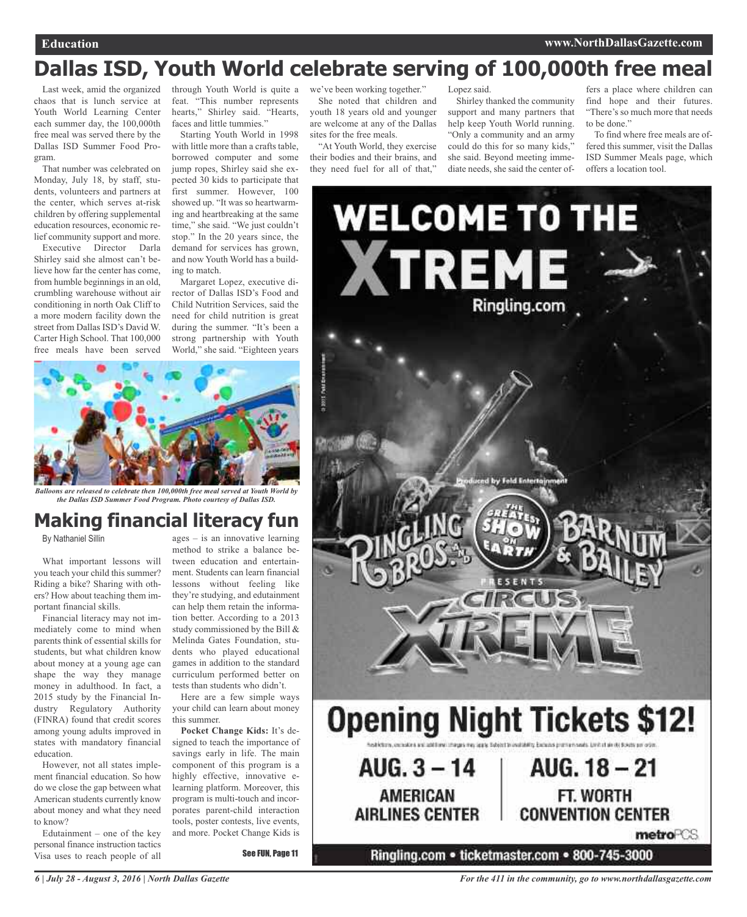# Dallas ISD, Youth World celebrate serving of 100,000th free meal

Last week, amid the organized chaos that is lunch service at Youth World Learning Center each summer day, the 100,000th free meal was served there by the Dallas ISD Summer Food Program.

That number was celebrated on Monday, July 18, by staff, students, volunteers and partners at the center, which serves at-risk children by offering supplemental education resources, economic relief community support and more.

Executive Director Darla Shirley said she almost can't believe how far the center has come, from humble beginnings in an old, crumbling warehouse without air conditioning in north Oak Cliff to a more modern facility down the street from Dallas ISD's David W. Carter High School. That 100,000 free meals have been served through Youth World is quite a feat. "This number represents hearts," Shirley said. "Hearts, faces and little tummies."

Starting Youth World in 1998 with little more than a crafts table, borrowed computer and some jump ropes, Shirley said she expected 30 kids to participate that first summer. However, 100 showed up. "It was so heartwarming and heartbreaking at the same time," she said. "We just couldn't stop." In the 20 years since, the demand for services has grown, and now Youth World has a building to match.

Margaret Lopez, executive director of Dallas ISD's Food and Child Nutrition Services, said the need for child nutrition is great during the summer. "It's been a strong partnership with Youth World," she said. "Eighteen years we've been working together."

She noted that children and youth 18 years old and younger are welcome at any of the Dallas sites for the free meals.

"At Youth World, they exercise their bodies and their brains, and they need fuel for all of that," Lopez said.

Shirley thanked the community support and many partners that help keep Youth World running. "Only a community and an army could do this for so many kids," she said. Beyond meeting immediate needs, she said the center offers a place where children can find hope and their futures. "There's so much more that needs to be done."

To find where free meals are offered this summer, visit the Dallas ISD Summer Meals page, which offers a location tool.

*Balloons are released to celebrate then 100,000th free meal served at Youth World by the Dallas ISD Summer Food Program. Photo courtesy of Dallas ISD.*

# Making financial literacy fun

By Nathaniel Sillin

What important lessons will you teach your child this summer? Riding a bike? Sharing with others? How about teaching them important financial skills.

Financial literacy may not immediately come to mind when parents think of essential skills for students, but what children know about money at a young age can shape the way they manage money in adulthood. In fact, a 2015 study by the Financial Industry Regulatory Authority (FINRA) found that credit scores among young adults improved in states with mandatory financial education.

However, not all states implement financial education. So how do we close the gap between what American students currently know about money and what they need to know?

Edutainment – one of the key personal finance instruction tactics Visa uses to reach people of all ages – is an innovative learning method to strike a balance between education and entertainment. Students can learn financial lessons without feeling like they're studying, and edutainment can help them retain the information better. According to a 2013 study commissioned by the Bill & Melinda Gates Foundation, students who played educational games in addition to the standard curriculum performed better on tests than students who didn't.

Here are a few simple ways your child can learn about money this summer.

**Pocket Change Kids:** It's designed to teach the importance of savings early in life. The main component of this program is a highly effective, innovative e-learning platform. Moreover, this program is multi-touch and incorporates parent-child interaction tools, poster contests, live events, and more. Pocket Change Kids is

See FUN, Page 11

WELCOME TO THE XTREME

Ringling.com

Ringling Bros. and Barnum & Bailey — The Greatest Show on Earth — Presents Circus Xtreme

Produced by Feld Entertainment

**Opening Night Tickets $12!**

AUG. 3 – 14 — AMERICAN AIRLINES CENTER

AUG. 18 – 21 — FT. WORTH CONVENTION CENTER

metroPCS

Ringling.com • ticketmaster.com • 800-745-3000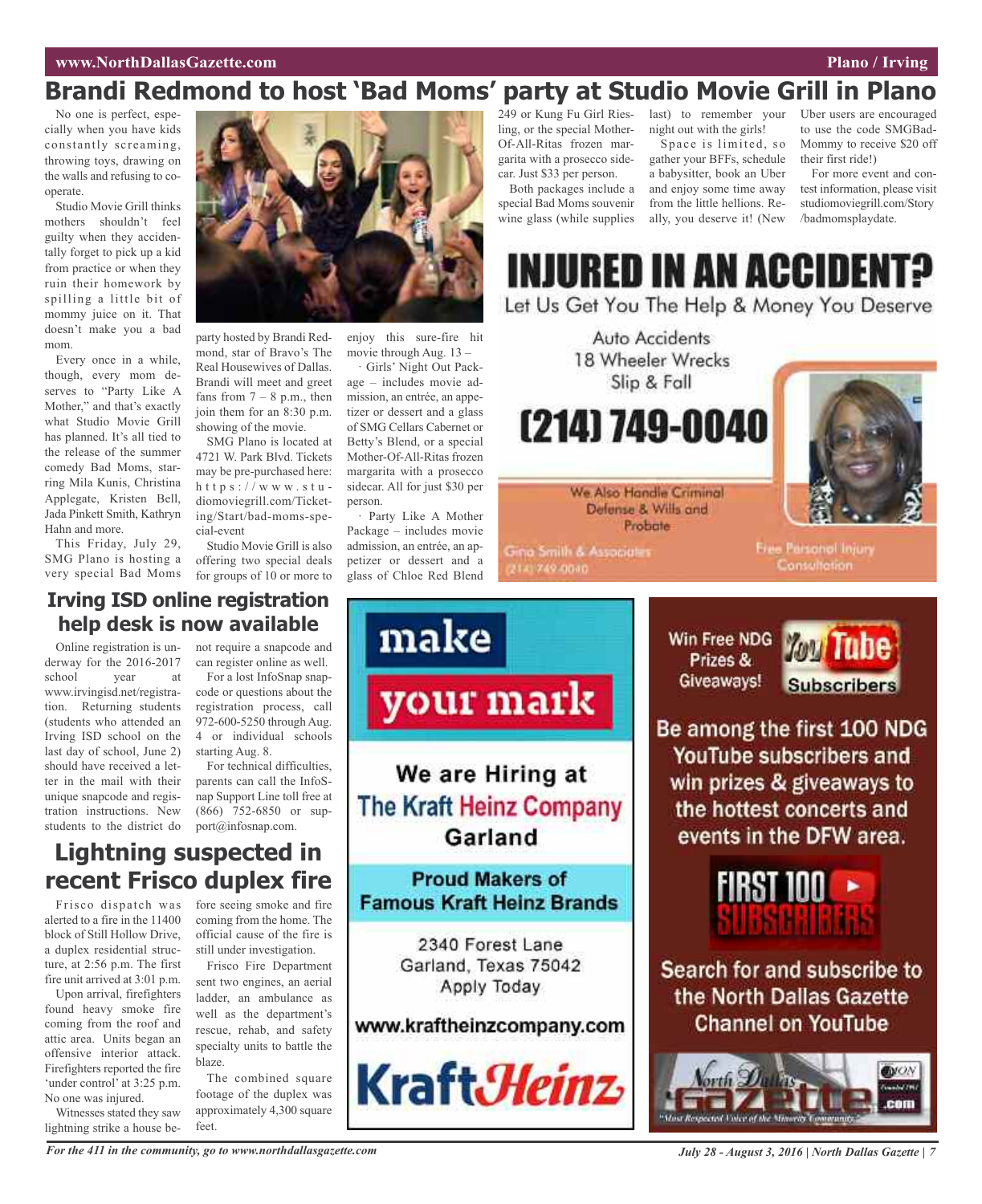# Brandi Redmond to host 'Bad Moms' party at Studio Movie Grill in Plano

No one is perfect, especially when you have kids constantly screaming, throwing toys, drawing on the walls and refusing to cooperate.

Studio Movie Grill thinks mothers shouldn't feel guilty when they accidentally forget to pick up a kid from practice or when they ruin their homework by spilling a little bit of mommy juice on it. That doesn't make you a bad mom.

Every once in a while, though, every mom deserves to "Party Like A Mother," and that's exactly what Studio Movie Grill has planned. It's all tied to the release of the summer comedy Bad Moms, starring Mila Kunis, Christina Applegate, Kristen Bell, Jada Pinkett Smith, Kathryn Hahn and more.

This Friday, July 29, SMG Plano is hosting a very special Bad Moms party hosted by Brandi Redmond, star of Bravo's The Real Housewives of Dallas. Brandi will meet and greet fans from 7 – 8 p.m., then join them for an 8:30 p.m. showing of the movie.

SMG Plano is located at 4721 W. Park Blvd. Tickets may be pre-purchased here: https://www.studiomoviegrill.com/Ticketing/Start/bad-moms-special-event

Studio Movie Grill is also offering two special deals for groups of 10 or more to enjoy this sure-fire hit movie through Aug. 13 –

· Girls' Night Out Package – includes movie admission, an entrée, an appetizer or dessert and a glass of SMG Cellars Cabernet or Betty's Blend, or a special Mother-Of-All-Ritas frozen margarita with a prosecco sidecar. All for just $30 per person.

· Party Like A Mother Package – includes movie admission, an entrée, an appetizer or dessert and a glass of Chloe Red Blend 249 or Kung Fu Girl Riesling, or the special Mother-Of-All-Ritas frozen margarita with a prosecco sidecar. Just $33 per person.

Both packages include a special Bad Moms souvenir wine glass (while supplies last) to remember your night out with the girls!

Space is limited, so gather your BFFs, schedule a babysitter, book an Uber and enjoy some time away from the little hellions. Really, you deserve it! (New Uber users are encouraged to use the code SMGBadMommy to receive $20 off their first ride!)

For more event and contest information, please visit studiomoviegrill.com/Story/badmomsplaydate.

# Irving ISD online registration help desk is now available

Online registration is underway for the 2016-2017 school year at www.irvingisd.net/registration. Returning students (students who attended an Irving ISD school on the last day of school, June 2) should have received a letter in the mail with their unique snapcode and registration instructions. New students to the district do not require a snapcode and can register online as well.

For a lost InfoSnap snapcode or questions about the registration process, call 972-600-5250 through Aug. 4 or individual schools starting Aug. 8.

For technical difficulties, parents can call the InfoSnap Support Line toll free at (866) 752-6850 or support@infosnap.com.

# Lightning suspected in recent Frisco duplex fire

Frisco dispatch was alerted to a fire in the 11400 block of Still Hollow Drive, a duplex residential structure, at 2:56 p.m. The first fire unit arrived at 3:01 p.m.

Upon arrival, firefighters found heavy smoke fire coming from the roof and attic area. Units began an offensive interior attack. Firefighters reported the fire 'under control' at 3:25 p.m. No one was injured.

Witnesses stated they saw lightning strike a house before seeing smoke and fire coming from the home. The official cause of the fire is still under investigation.

Frisco Fire Department sent two engines, an aerial ladder, an ambulance as well as the department's rescue, rehab, and safety specialty units to battle the blaze.

The combined square footage of the duplex was approximately 4,300 square feet.

---

**INJURED IN AN ACCIDENT?**

Let Us Get You The Help & Money You Deserve

Auto Accidents
18 Wheeler Wrecks
Slip & Fall

**(214) 749-0040**

We Also Handle Criminal Defense & Wills and Probate

Gina Smith & Associates
(214) 749-0040

Free Personal Injury Consultation

---

**make your mark**

We are Hiring at The Kraft Heinz Company Garland

Proud Makers of Famous Kraft Heinz Brands

2340 Forest Lane
Garland, Texas 75042
Apply Today

www.kraftheinzcompany.com

KraftHeinz

---

Win Free NDG Prizes & Giveaways! YouTube Subscribers

Be among the first 100 NDG YouTube subscribers and win prizes & giveaways to the hottest concerts and events in the DFW area.

FIRST 100 SUBSCRIBERS

Search for and subscribe to the North Dallas Gazette Channel on YouTube

North Dallas Gazette .com
"Most Respected Voice of the Minority Community"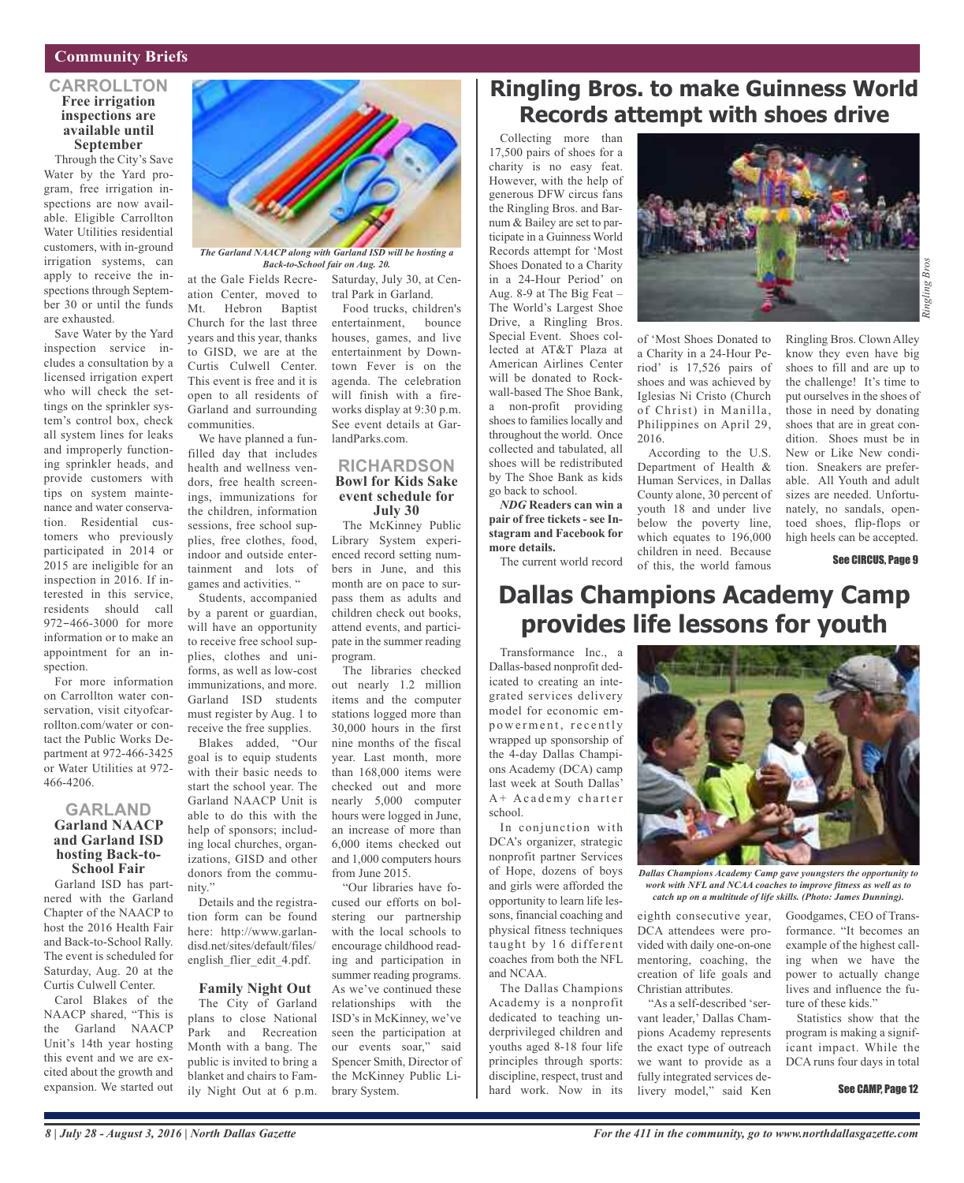## Community Briefs

### CARROLLTON

**Free irrigation inspections are available until September**

Through the City's Save Water by the Yard program, free irrigation inspections are now available. Eligible Carrollton Water Utilities residential customers, with in-ground irrigation systems, can apply to receive the inspections through September 30 or until the funds are exhausted.

Save Water by the Yard inspection service includes a consultation by a licensed irrigation expert who will check the settings on the sprinkler system's control box, check all system lines for leaks and improperly functioning sprinkler heads, and provide customers with tips on system maintenance and water conservation. Residential customers who previously participated in 2014 or 2015 are ineligible for an inspection in 2016. If interested in this service, residents should call 972-466-3000 for more information or to make an appointment for an inspection.

For more information on Carrollton water conservation, visit cityofcarrollton.com/water or contact the Public Works Department at 972-466-3425 or Water Utilities at 972-466-4206.

### GARLAND

**Garland NAACP and Garland ISD hosting Back-to-School Fair**

Garland ISD has partnered with the Garland Chapter of the NAACP to host the 2016 Health Fair and Back-to-School Rally. The event is scheduled for Saturday, Aug. 20 at the Curtis Culwell Center.

Carol Blakes of the NAACP shared, "This is the Garland NAACP Unit's 14th year hosting this event and we are excited about the growth and expansion. We started out at the Gale Fields Recreation Center, moved to Mt. Hebron Baptist Church for the last three years and this year, thanks to GISD, we are at the Curtis Culwell Center. This event is free and it is open to all residents of Garland and surrounding communities.

We have planned a fun-filled day that includes health and wellness vendors, free health screenings, immunizations for the children, information sessions, free school supplies, free clothes, food, indoor and outside entertainment and lots of games and activities. "

*The Garland NAACP along with Garland ISD will be hosting a Back-to-School fair on Aug. 20.*

Students, accompanied by a parent or guardian, will have an opportunity to receive free school supplies, clothes and uniforms, as well as low-cost immunizations, and more. Garland ISD students must register by Aug. 1 to receive the free supplies.

Blakes added, "Our goal is to equip students with their basic needs to start the school year. The Garland NAACP Unit is able to do this with the help of sponsors; including local churches, organizations, GISD and other donors from the community."

Details and the registration form can be found here: http://www.garlandisd.net/sites/default/files/english_flier_edit_4.pdf.

**Family Night Out**

The City of Garland plans to close National Park and Recreation Month with a bang. The public is invited to bring a blanket and chairs to Family Night Out at 6 p.m. Saturday, July 30, at Central Park in Garland.

Food trucks, children's entertainment, bounce houses, games, and live entertainment by Downtown Fever is on the agenda. The celebration will finish with a fireworks display at 9:30 p.m. See event details at GarlandParks.com.

### RICHARDSON

**Bowl for Kids Sake event schedule for July 30**

The McKinney Public Library System experienced record setting numbers in June, and this month are on pace to surpass them as adults and children check out books, attend events, and participate in the summer reading program.

The libraries checked out nearly 1.2 million items and the computer stations logged more than 30,000 hours in the first nine months of the fiscal year. Last month, more than 168,000 items were checked out and more nearly 5,000 computer hours were logged in June, an increase of more than 6,000 items checked out and 1,000 computers hours from June 2015.

"Our libraries have focused our efforts on bolstering our partnership with the local schools to encourage childhood reading and participation in summer reading programs. As we've continued these relationships with the ISD's in McKinney, we've seen the participation at our events soar," said Spencer Smith, Director of the McKinney Public Library System.

# Ringling Bros. to make Guinness World Records attempt with shoes drive

Collecting more than 17,500 pairs of shoes for a charity is no easy feat. However, with the help of generous DFW circus fans the Ringling Bros. and Barnum & Bailey are set to participate in a Guinness World Records attempt for 'Most Shoes Donated to a Charity in a 24-Hour Period' on Aug. 8-9 at The Big Feat – The World's Largest Shoe Drive, a Ringling Bros. Special Event. Shoes collected at AT&T Plaza at American Airlines Center will be donated to Rockwall-based The Shoe Bank, a non-profit providing shoes to families locally and throughout the world. Once collected and tabulated, all shoes will be redistributed by The Shoe Bank as kids go back to school.

***NDG* Readers can win a pair of free tickets - see Instagram and Facebook for more details.**

The current world record of 'Most Shoes Donated to a Charity in a 24-Hour Period' is 17,526 pairs of shoes and was achieved by Iglesias Ni Cristo (Church of Christ) in Manilla, Philippines on April 29, 2016.

According to the U.S. Department of Health & Human Services, in Dallas County alone, 30 percent of youth 18 and under live below the poverty line, which equates to 196,000 children in need. Because of this, the world famous Ringling Bros. Clown Alley know they even have big shoes to fill and are up to the challenge! It's time to put ourselves in the shoes of those in need by donating shoes that are in great condition. Shoes must be in New or Like New condition. Sneakers are preferable. All Youth and adult sizes are needed. Unfortunately, no sandals, open-toed shoes, flip-flops or high heels can be accepted.

Ringling Bros

**See CIRCUS, Page 9**

# Dallas Champions Academy Camp provides life lessons for youth

Transformance Inc., a Dallas-based nonprofit dedicated to creating an integrated services delivery model for economic empowerment, recently wrapped up sponsorship of the 4-day Dallas Champions Academy (DCA) camp last week at South Dallas' A+ Academy charter school.

In conjunction with DCA's organizer, strategic nonprofit partner Services of Hope, dozens of boys and girls were afforded the opportunity to learn life lessons, financial coaching and physical fitness techniques taught by 16 different coaches from both the NFL and NCAA.

The Dallas Champions Academy is a nonprofit dedicated to teaching underprivileged children and youths aged 8-18 four life principles through sports: discipline, respect, trust and hard work. Now in its eighth consecutive year, DCA attendees were provided with daily one-on-one mentoring, coaching, the creation of life goals and Christian attributes.

*Dallas Champions Academy Camp gave youngsters the opportunity to work with NFL and NCAA coaches to improve fitness as well as to catch up on a multitude of life skills. (Photo: James Dunning).*

"As a self-described 'servant leader,' Dallas Champions Academy represents the exact type of outreach we want to provide as a fully integrated services delivery model," said Ken Goodgames, CEO of Transformance. "It becomes an example of the highest calling when we have the power to actually change lives and influence the future of these kids."

Statistics show that the program is making a significant impact. While the DCA runs four days in total

**See CAMP, Page 12**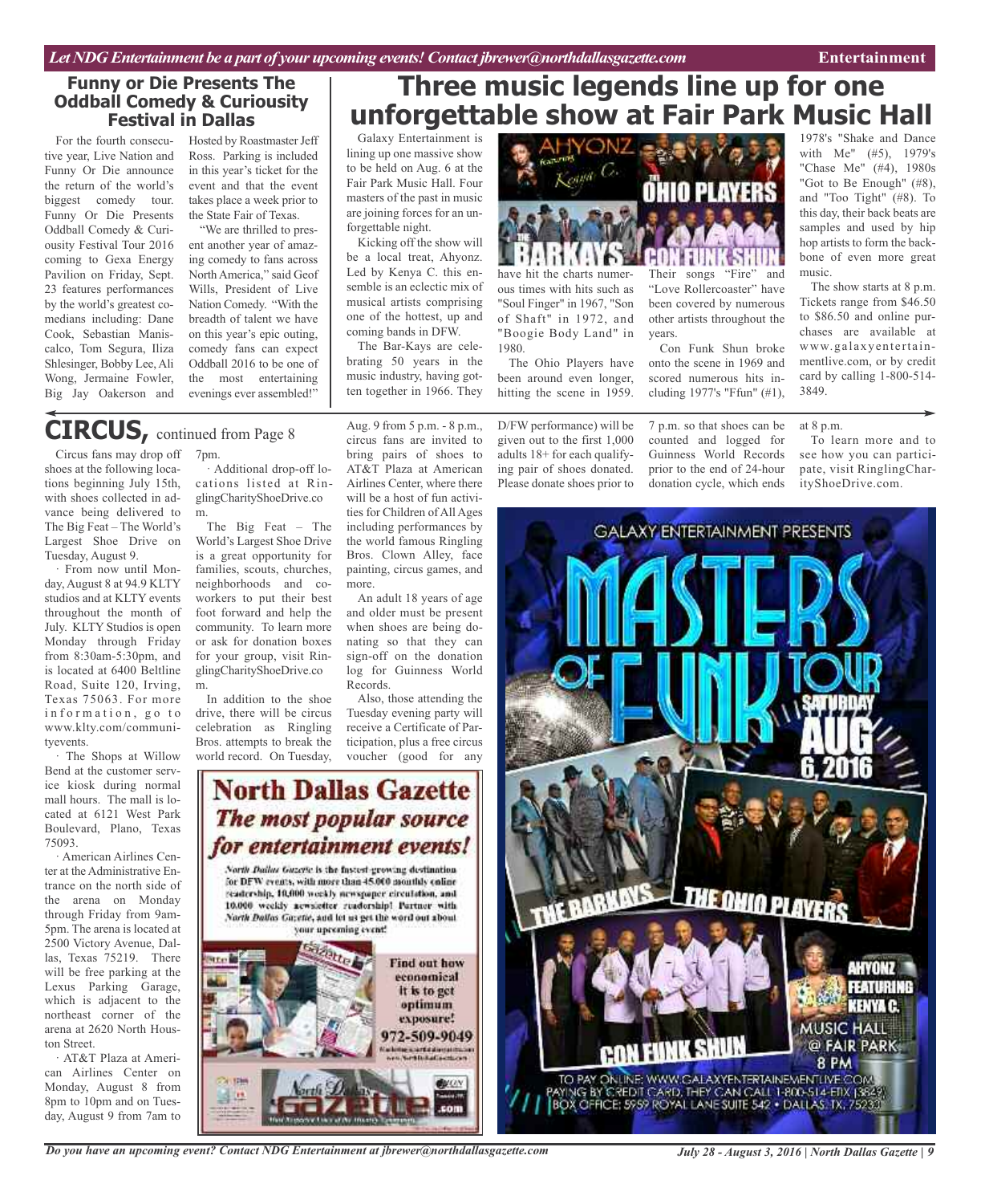## Funny or Die Presents The Oddball Comedy & Curiosity Festival in Dallas

For the fourth consecutive year, Live Nation and Funny Or Die announce the return of the world's biggest comedy tour. Funny Or Die Presents Oddball Comedy & Curiousity Festival Tour 2016 coming to Gexa Energy Pavilion on Friday, Sept. 23 features performances by the world's greatest comedians including: Dane Cook, Sebastian Maniscalco, Tom Segura, Iliza Shlesinger, Bobby Lee, Ali Wong, Jermaine Fowler, Big Jay Oakerson and Hosted by Roastmaster Jeff Ross. Parking is included in this year's ticket for the event and that the event takes place a week prior to the State Fair of Texas.

"We are thrilled to present another year of amazing comedy to fans across North America," said Geof Wills, President of Live Nation Comedy. "With the breadth of talent we have on this year's epic outing, comedy fans can expect Oddball 2016 to be one of the most entertaining evenings ever assembled!"

# Three music legends line up for one unforgettable show at Fair Park Music Hall

Galaxy Entertainment is lining up one massive show to be held on Aug. 6 at the Fair Park Music Hall. Four masters of the past in music are joining forces for an unforgettable night.

Kicking off the show will be a local treat, Ahyonz. Led by Kenya C. this ensemble is an eclectic mix of musical artists comprising one of the hottest, up and coming bands in DFW.

The Bar-Kays are celebrating 50 years in the music industry, having gotten together in 1966. They have hit the charts numerous times with hits such as "Soul Finger" in 1967, "Son of Shaft" in 1972, and "Boogie Body Land" in 1980.

The Ohio Players have been around even longer, hitting the scene in 1959. Their songs "Fire" and "Love Rollercoaster" have been covered by numerous other artists throughout the years.

Con Funk Shun broke onto the scene in 1969 and scored numerous hits including 1977's "Ffun" (#1), 1978's "Shake and Dance with Me" (#5), 1979's "Chase Me" (#4), 1980s "Got to Be Enough" (#8), and "Too Tight" (#8). To this day, their back beats are samples and used by hip hop artists to form the backbone of even more great music.

The show starts at 8 p.m. Tickets range from $46.50 to $86.50 and online purchases are available at www.galaxyentertainmentlive.com, or by credit card by calling 1-800-514-3849.

## CIRCUS, continued from Page 8

Circus fans may drop off shoes at the following locations beginning July 15th, with shoes collected in advance being delivered to The Big Feat – The World's Largest Shoe Drive on Tuesday, August 9.

· From now until Monday, August 8 at 94.9 KLTY studios and at KLTY events throughout the month of July. KLTY Studios is open Monday through Friday from 8:30am-5:30pm, and is located at 6400 Beltline Road, Suite 120, Irving, Texas 75063. For more information, go to www.klty.com/communityevents.

· The Shops at Willow Bend at the customer service kiosk during normal mall hours. The mall is located at 6121 West Park Boulevard, Plano, Texas 75093.

· American Airlines Center at the Administrative Entrance on the north side of the arena on Monday through Friday from 9am-5pm. The arena is located at 2500 Victory Avenue, Dallas, Texas 75219. There will be free parking at the Lexus Parking Garage, which is adjacent to the northeast corner of the arena at 2620 North Houston Street.

· AT&T Plaza at American Airlines Center on Monday, August 8 from 8pm to 10pm and on Tuesday, August 9 from 7am to 7pm.

· Additional drop-off locations listed at RinglingCharityShoeDrive.com.

The Big Feat – The World's Largest Shoe Drive is a great opportunity for families, scouts, churches, neighborhoods and coworkers to put their best foot forward and help the community. To learn more or ask for donation boxes for your group, visit RinglingCharityShoeDrive.com.

In addition to the shoe drive, there will be circus celebration as Ringling Bros. attempts to break the world record. On Tuesday, Aug. 9 from 5 p.m. - 8 p.m., circus fans are invited to bring pairs of shoes to AT&T Plaza at American Airlines Center, where there will be a host of fun activities for Children of All Ages including performances by the world famous Ringling Bros. Clown Alley, face painting, circus games, and more.

An adult 18 years of age and older must be present when shoes are being donating so that they can sign-off on the donation log for Guinness World Records.

Also, those attending the Tuesday evening party will receive a Certificate of Participation, plus a free circus voucher (good for any D/FW performance) will be given out to the first 1,000 adults 18+ for each qualifying pair of shoes donated. Please donate shoes prior to 7 p.m. so that shoes can be counted and logged for Guinness World Records prior to the end of 24-hour donation cycle, which ends at 8 p.m.

To learn more and to see how you can participate, visit RinglingCharityShoeDrive.com.

**North Dallas Gazette**
*The most popular source for entertainment events!*

North Dallas Gazette is the fastest-growing destination for DFW events, with more than 45,000 monthly online readership, 10,000 weekly newspaper circulation, and 10,000 weekly newsletter readership! Partner with North Dallas Gazette, and let us get the word out about your upcoming event!

Find out how economical it is to get optimum exposure! 972-509-9049

GALAXY ENTERTAINMENT PRESENTS
MASTERS OF FUNK TOUR
SATURDAY AUG 6, 2016
THE BARKAYS · THE OHIO PLAYERS · CON FUNK SHUN · AHYONZ FEATURING KENYA C.
MUSIC HALL @ FAIR PARK 8 PM
TO PAY ONLINE: WWW.GALAXYENTERTAINEMENTLIVE.COM
PAYING BY CREDIT CARD, THEY CAN CALL 1-800-514-ETIX (3849)
BOX OFFICE: 5959 ROYAL LANE SUITE 542 • DALLAS, TX, 75230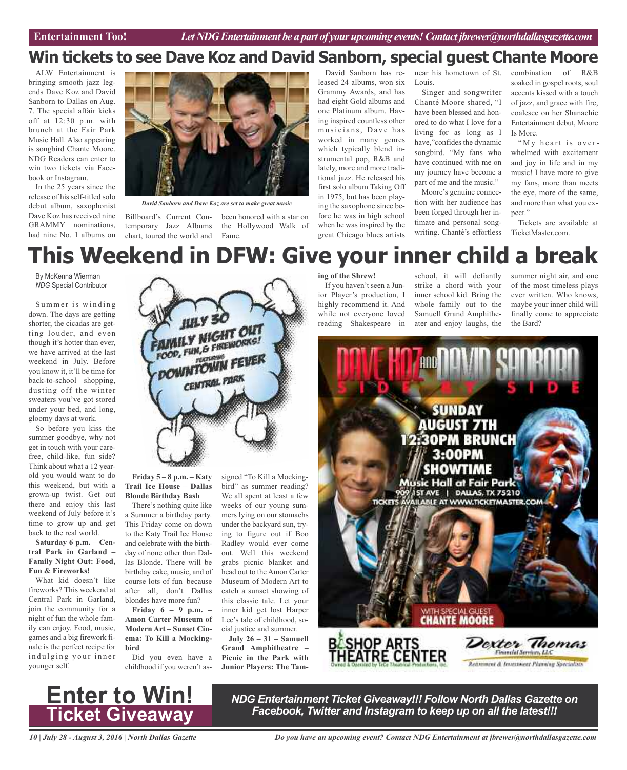# Win tickets to see Dave Koz and David Sanborn, special guest Chante Moore

ALW Entertainment is bringing smooth jazz legends Dave Koz and David Sanborn to Dallas on Aug. 7. The special affair kicks off at 12:30 p.m. with brunch at the Fair Park Music Hall. Also appearing is songbird Chante Moore. NDG Readers can enter to win two tickets via Facebook or Instagram.

In the 25 years since the release of his self-titled solo debut album, saxophonist Dave Koz has received nine GRAMMY nominations, had nine No. 1 albums on Billboard's Current Contemporary Jazz Albums chart, toured the world and been honored with a star on the Hollywood Walk of Fame.

*David Sanborn and Dave Koz are set to make great music*

David Sanborn has released 24 albums, won six Grammy Awards, and has had eight Gold albums and one Platinum album. Having inspired countless other musicians, Dave has worked in many genres which typically blend instrumental pop, R&B and lately, more and more traditional jazz. He released his first solo album Taking Off in 1975, but has been playing the saxophone since before he was in high school when he was inspired by the great Chicago blues artists near his hometown of St. Louis.

Singer and songwriter Chanté Moore shared, "I have been blessed and honored to do what I love for a living for as long as I have," confides the dynamic songbird. "My fans who have continued with me on my journey have become a part of me and the music."

Moore's genuine connection with her audience has been forged through her intimate and personal songwriting. Chanté's effortless combination of R&B soaked in gospel roots, soul accents kissed with a touch of jazz, and grace with fire, coalesce on her Shanachie Entertainment debut, Moore Is More.

"My heart is overwhelmed with excitement and joy in life and in my music! I have more to give my fans, more than meets the eye, more of the same, and more than what you expect."

Tickets are available at TicketMaster.com.

# This Weekend in DFW: Give your inner child a break

By McKenna Wierman
*NDG* Special Contributor

Summer is winding down. The days are getting shorter, the cicadas are getting louder, and even though it's hotter than ever, we have arrived at the last weekend in July. Before you know it, it'll be time for back-to-school shopping, dusting off the winter sweaters you've got stored under your bed, and long, gloomy days at work.

So before you kiss the summer goodbye, why not get in touch with your carefree, child-like, fun side? Think about what a 12 year-old you would want to do this weekend, but with a grown-up twist. Get out there and enjoy this last weekend of July before it's time to grow up and get back to the real world.

**Saturday 6 p.m. – Central Park in Garland – Family Night Out: Food, Fun & Fireworks!**

What kid doesn't like fireworks? This weekend at Central Park in Garland, join the community for a night of fun the whole family can enjoy. Food, music, games and a big firework finale is the perfect recipe for indulging your inner younger self.

JULY 30
FAMILY NIGHT OUT
FOOD, FUN, & FIREWORKS!
FEATURING
DOWNTOWN FEVER
CENTRAL PARK

**Friday 5 – 8 p.m. – Katy Trail Ice House – Dallas Blonde Birthday Bash**

There's nothing quite like a Summer a birthday party. This Friday come on down to the Katy Trail Ice House and celebrate with the birthday of none other than Dallas Blonde. There will be birthday cake, music, and of course lots of fun–because after all, don't Dallas blondes have more fun?

**Friday 6 – 9 p.m. – Amon Carter Museum of Modern Art – Sunset Cinema: To Kill a Mockingbird**

Did you even have a childhood if you weren't assigned "To Kill a Mockingbird" as summer reading? We all spent at least a few weeks of our young summers lying on our stomachs under the backyard sun, trying to figure out if Boo Radley would ever come out. Well this weekend grabs picnic blanket and head out to the Amon Carter Museum of Modern Art to catch a sunset showing of this classic tale. Let your inner kid get lost Harper Lee's tale of childhood, social justice and summer.

**July 26 – 31 – Samuell Grand Amphitheatre – Picnic in the Park with Junior Players: The Taming of the Shrew!**

If you haven't seen a Junior Player's production, I highly recommend it. And while not everyone loved reading Shakespeare in school, it will defiantly strike a chord with your inner school kid. Bring the whole family out to the Samuell Grand Amphitheater and enjoy laughs, the summer night air, and one of the most timeless plays ever written. Who knows, maybe your inner child will finally come to appreciate the Bard?

DAVE KOZ AND DAVID SANBORN
SIDE BY SIDE
SUNDAY AUGUST 7TH
12:30PM BRUNCH
3:00PM SHOWTIME
Music Hall at Fair Park
909 1ST AVE | DALLAS, TX 75210
TICKETS AVAILABLE AT WWW.TICKETMASTER.COM
WITH SPECIAL GUEST CHANTE MOORE
BISHOP ARTS THEATRE CENTER — Owned & Operated by TeCo Theatrical Productions, Inc.
Dexter Thomas Financial Services, LLC — Retirement & Investment Planning Specialists

## Enter to Win! Ticket Giveaway

***NDG Entertainment Ticket Giveaway!!! Follow North Dallas Gazette on Facebook, Twitter and Instagram to keep up on all the latest!!!***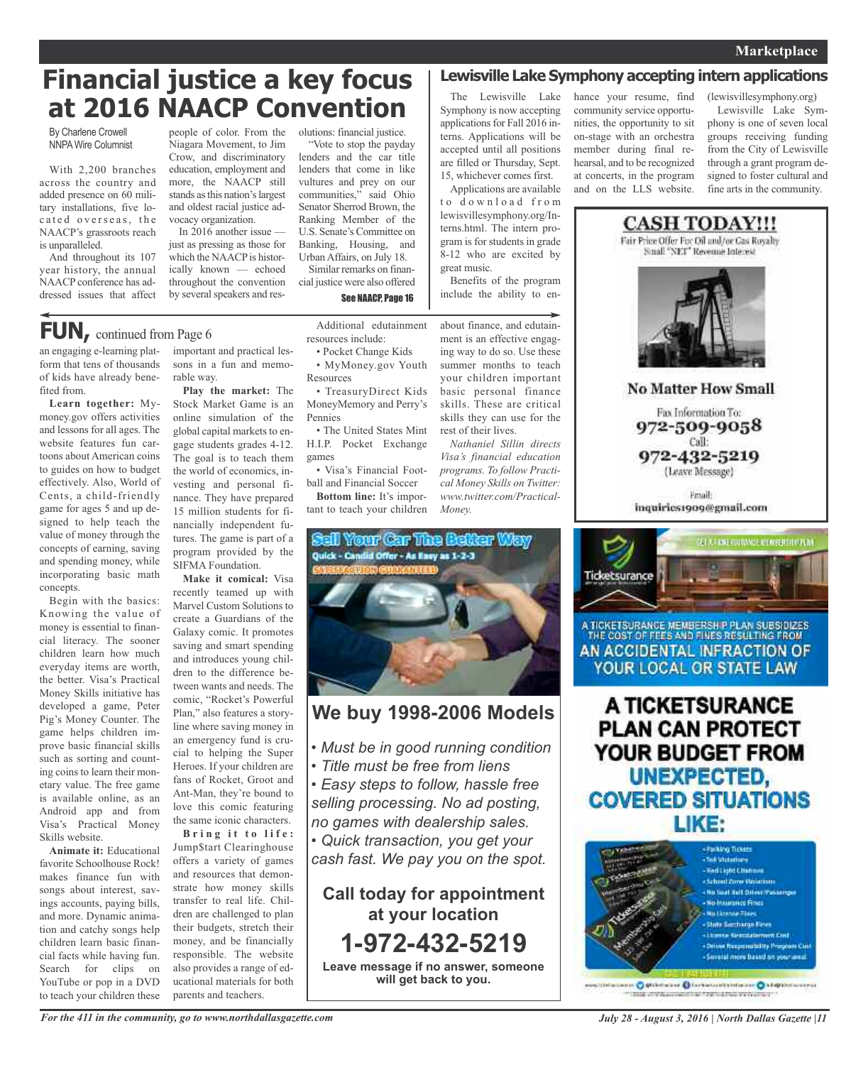# Financial justice a key focus at 2016 NAACP Convention

By Charlene Crowell
NNPA Wire Columnist

With 2,200 branches across the country and added presence on 60 military installations, five located overseas, the NAACP's grassroots reach is unparalleled.

And throughout its 107 year history, the annual NAACP conference has addressed issues that affect people of color. From the Niagara Movement, to Jim Crow, and discriminatory education, employment and more, the NAACP still stands as this nation's largest and oldest racial justice advocacy organization.

In 2016 another issue — just as pressing as those for which the NAACP is historically known — echoed throughout the convention by several speakers and resolutions: financial justice.

"Vote to stop the payday lenders and the car title lenders that come in like vultures and prey on our communities," said Ohio Senator Sherrod Brown, the Ranking Member of the U.S. Senate's Committee on Banking, Housing, and Urban Affairs, on July 18.

Similar remarks on financial justice were also offered

See NAACP, Page 16

## Lewisville Lake Symphony accepting intern applications

The Lewisville Lake Symphony is now accepting applications for Fall 2016 interns. Applications will be accepted until all positions are filled or Thursday, Sept. 15, whichever comes first.

Applications are available to download from lewisvillesymphony.org/Interns.html. The intern program is for students in grade 8-12 who are excited by great music.

Benefits of the program include the ability to enhance your resume, find community service opportunities, the opportunity to sit on-stage with an orchestra member during final rehearsal, and to be recognized at concerts, in the program and on the LLS website. (lewisvillesymphony.org)

Lewisville Lake Symphony is one of seven local groups receiving funding from the City of Lewisville through a grant program designed to foster cultural and fine arts in the community.

## FUN, continued from Page 6

an engaging e-learning platform that tens of thousands of kids have already benefited from.

**Learn together:** Mymoney.gov offers activities and lessons for all ages. The website features fun cartoons about American coins to guides on how to budget effectively. Also, World of Cents, a child-friendly game for ages 5 and up designed to help teach the value of money through the concepts of earning, saving and spending money, while incorporating basic math concepts.

Begin with the basics: Knowing the value of money is essential to financial literacy. The sooner children learn how much everyday items are worth, the better. Visa's Practical Money Skills initiative has developed a game, Peter Pig's Money Counter. The game helps children improve basic financial skills such as sorting and counting coins to learn their monetary value. The free game is available online, as an Android app and from Visa's Practical Money Skills website.

**Animate it:** Educational favorite Schoolhouse Rock! makes finance fun with songs about interest, savings accounts, paying bills, and more. Dynamic animation and catchy songs help children learn basic financial facts while having fun. Search for clips on YouTube or pop in a DVD to teach your children these important and practical lessons in a fun and memorable way.

**Play the market:** The Stock Market Game is an online simulation of the global capital markets to engage students grades 4-12. The goal is to teach them the world of economics, investing and personal finance. They have prepared 15 million students for financially independent futures. The game is part of a program provided by the SIFMA Foundation.

**Make it comical:** Visa recently teamed up with Marvel Custom Solutions to create a Guardians of the Galaxy comic. It promotes saving and smart spending and introduces young children to the difference between wants and needs. The comic, "Rocket's Powerful Plan," also features a storyline where saving money in an emergency fund is crucial to helping the Super Heroes. If your children are fans of Rocket, Groot and Ant-Man, they're bound to love this comic featuring the same iconic characters.

**Bring it to life:** Jump$tart Clearinghouse offers a variety of games and resources that demonstrate how money skills transfer to real life. Children are challenged to plan their budgets, stretch their money, and be financially responsible. The website also provides a range of educational materials for both parents and teachers.

Additional edutainment resources include:

- Pocket Change Kids
- MyMoney.gov Youth Resources
- TreasuryDirect Kids MoneyMemory and Perry's Pennies
- The United States Mint H.I.P. Pocket Exchange games
- Visa's Financial Football and Financial Soccer

**Bottom line:** It's important to teach your children about finance, and edutainment is an effective engaging way to do so. Use these summer months to teach your children important basic personal finance skills. These are critical skills they can use for the rest of their lives.

*Nathaniel Sillin directs Visa's financial education programs. To follow Practical Money Skills on Twitter: www.twitter.com/PracticalMoney.*

---

**Sell Your Car The Better Way**
Quick - Candid Offer - As Easy as 1-2-3
SATISFACTION GUARANTEED

## We buy 1998-2006 Models

- *Must be in good running condition*
- *Title must be free from liens*
- *Easy steps to follow, hassle free selling processing. No ad posting, no games with dealership sales.*
- *Quick transaction, you get your cash fast. We pay you on the spot.*

**Call today for appointment at your location**

**1-972-432-5219**

**Leave message if no answer, someone will get back to you.**

---

**CASH TODAY!!!**

Fair Price Offer For Oil and/or Gas Royalty
Small "NET" Revenue Interest

**No Matter How Small**

Fax Information To:
**972-509-9058**
Call:
**972-432-5219**
(Leave Message)

Email:
inquiries1909@gmail.com

---

Ticketsurance

A TICKETSURANCE MEMBERSHIP PLAN SUBSIDIZES THE COST OF FEES AND FINES RESULTING FROM AN ACCIDENTAL INFRACTION OF YOUR LOCAL OR STATE LAW

**A TICKETSURANCE PLAN CAN PROTECT YOUR BUDGET FROM UNEXPECTED, COVERED SITUATIONS LIKE:**

- Parking Tickets
- Toll Violations
- Red Light Citations
- School Zone Violations
- No Seat Belt Driver/Passenger
- No Insurance Fines
- No License Fines
- State Surcharge Fines
- License Reinstatement Cost
- Driver Responsibility Program Cost
- Several more based on your area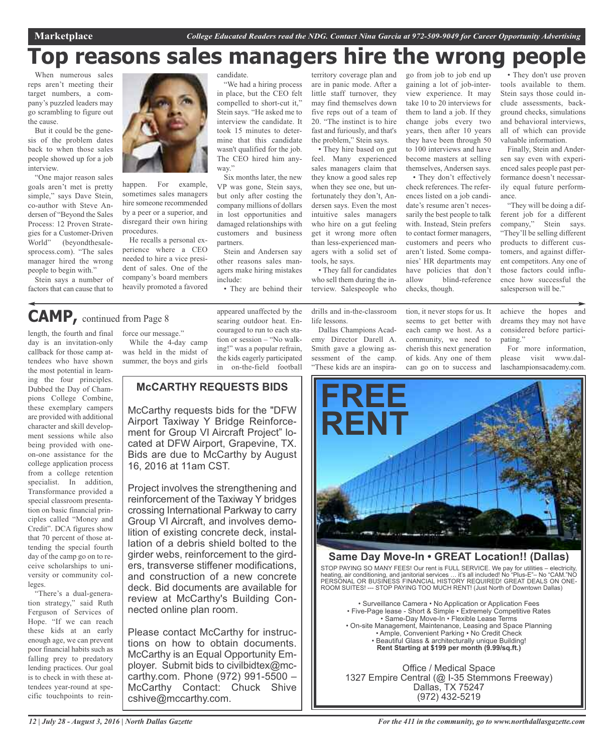# Top reasons sales managers hire the wrong people

When numerous sales reps aren't meeting their target numbers, a company's puzzled leaders may go scrambling to figure out the cause.

But it could be the genesis of the problem dates back to when those sales people showed up for a job interview.

"One major reason sales goals aren't met is pretty simple," says Dave Stein, co-author with Steve Andersen of "Beyond the Sales Process: 12 Proven Strategies for a Customer-Driven World" (beyondthesalesprocess.com). "The sales manager hired the wrong people to begin with."

Stein says a number of factors that can cause that to happen. For example, sometimes sales managers hire someone recommended by a peer or a superior, and disregard their own hiring procedures.

He recalls a personal experience where a CEO needed to hire a vice president of sales. One of the company's board members heavily promoted a favored candidate.

"We had a hiring process in place, but the CEO felt compelled to short-cut it," Stein says. "He asked me to interview the candidate. It took 15 minutes to determine that this candidate wasn't qualified for the job. The CEO hired him anyway."

Six months later, the new VP was gone, Stein says, but only after costing the company millions of dollars in lost opportunities and damaged relationships with customers and business partners.

Stein and Andersen say other reasons sales managers make hiring mistakes include:

- They are behind their territory coverage plan and are in panic mode. After a little staff turnover, they may find themselves down five reps out of a team of 20. "The instinct is to hire fast and furiously, and that's the problem," Stein says.
- They hire based on gut feel. Many experienced sales managers claim that they know a good sales rep when they see one, but unfortunately they don't, Andersen says. Even the most intuitive sales managers who hire on a gut feeling get it wrong more often than less-experienced managers with a solid set of tools, he says.
- They fall for candidates who sell them during the interview. Salespeople who go from job to job end up gaining a lot of job-interview experience. It may take 10 to 20 interviews for them to land a job. If they change jobs every two years, then after 10 years they have been through 50 to 100 interviews and have become masters at selling themselves, Andersen says.
- They don't effectively check references. The references listed on a job candidate's resume aren't necessarily the best people to talk with. Instead, Stein prefers to contact former managers, customers and peers who aren't listed. Some companies' HR departments may have policies that don't allow blind-reference checks, though.
- They don't use proven tools available to them. Stein says those could include assessments, background checks, simulations and behavioral interviews, all of which can provide valuable information.

Finally, Stein and Andersen say even with experienced sales people past performance doesn't necessarily equal future performance.

"They will be doing a different job for a different company," Stein says. "They'll be selling different products to different customers, and against different competitors. Any one of those factors could influence how successful the salesperson will be."

## CAMP, continued from Page 8

length, the fourth and final day is an invitation-only callback for those camp attendees who have shown the most potential in learning the four principles. Dubbed the Day of Champions College Combine, these exemplary campers are provided with additional character and skill development sessions while also being provided with one-on-one assistance for the college application process from a college retention specialist. In addition, Transformance provided a special classroom presentation on basic financial principles called "Money and Credit". DCA figures show that 70 percent of those attending the special fourth day of the camp go on to receive scholarships to university or community colleges.

"There's a dual-generation strategy," said Ruth Ferguson of Services of Hope. "If we can reach these kids at an early enough age, we can prevent poor financial habits such as falling prey to predatory lending practices. Our goal is to check in with these attendees year-round at specific touchpoints to reinforce our message."

While the 4-day camp was held in the midst of summer, the boys and girls appeared unaffected by the searing outdoor heat. Encouraged to run to each station or session – "No walking!" was a popular refrain, the kids eagerly participated in on-the-field football drills and in-the-classroom life lessons.

Dallas Champions Academy Director Darell A. Smith gave a glowing assessment of the camp. "These kids are an inspiration, it never stops for us. It seems to get better with each camp we host. As a community, we need to cherish this next generation of kids. Any one of them can go on to success and achieve the hopes and dreams they may not have considered before participating."

For more information, please visit www.dallaschampionsacademy.com.

## McCARTHY REQUESTS BIDS

McCarthy requests bids for the "DFW Airport Taxiway Y Bridge Reinforcement for Group VI Aircraft Project" located at DFW Airport, Grapevine, TX. Bids are due to McCarthy by August 16, 2016 at 11am CST.

Project involves the strengthening and reinforcement of the Taxiway Y bridges crossing International Parkway to carry Group VI Aircraft, and involves demolition of existing concrete deck, installation of a debris shield bolted to the girder webs, reinforcement to the girders, transverse stiffener modifications, and construction of a new concrete deck. Bid documents are available for review at McCarthy's Building Connected online plan room.

Please contact McCarthy for instructions on how to obtain documents. McCarthy is an Equal Opportunity Employer. Submit bids to civilbidtex@mccarthy.com. Phone (972) 991-5500 – McCarthy Contact: Chuck Shive cshive@mccarthy.com.

## FREE RENT

**Same Day Move-In • GREAT Location!! (Dallas)**

STOP PAYING SO MANY FEES! Our rent is FULL SERVICE. We pay for utilities – electricity, heating, air conditioning, and janitorial services … it's all included! No "Plus-E"– No "CAM."NO PERSONAL OR BUSINESS FINANCIAL HISTORY REQUIRED! GREAT DEALS ON ONE-ROOM SUITES! --- STOP PAYING TOO MUCH RENT! (Just North of Downtown Dallas)

- Surveillance Camera • No Application or Application Fees
- Five-Page lease - Short & Simple • Extremely Competitive Rates
- Same-Day Move-In • Flexible Lease Terms
- On-site Management, Maintenance, Leasing and Space Planning
- Ample, Convenient Parking • No Credit Check
- Beautiful Glass & architecturally unique Building!

**Rent Starting at $199 per month (9.99/sq.ft.)**

Office / Medical Space
1327 Empire Central (@ I-35 Stemmons Freeway)
Dallas, TX 75247
(972) 432-5219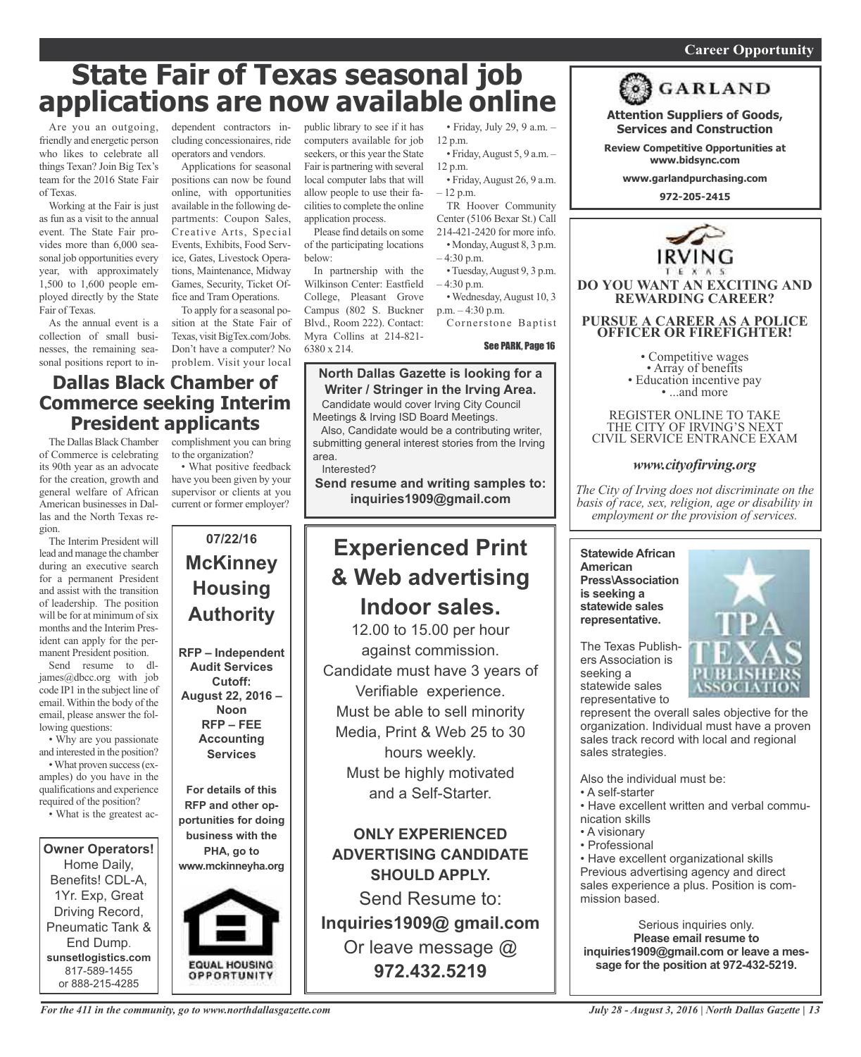# State Fair of Texas seasonal job applications are now available online

Are you an outgoing, friendly and energetic person who likes to celebrate all things Texan? Join Big Tex's team for the 2016 State Fair of Texas.

Working at the Fair is just as fun as a visit to the annual event. The State Fair provides more than 6,000 seasonal job opportunities every year, with approximately 1,500 to 1,600 people employed directly by the State Fair of Texas.

As the annual event is a collection of small businesses, the remaining seasonal positions report to independent contractors including concessionaires, ride operators and vendors.

Applications for seasonal positions can now be found online, with opportunities available in the following departments: Coupon Sales, Creative Arts, Special Events, Exhibits, Food Service, Gates, Livestock Operations, Maintenance, Midway Games, Security, Ticket Office and Tram Operations.

To apply for a seasonal position at the State Fair of Texas, visit BigTex.com/Jobs. Don't have a computer? No problem. Visit your local public library to see if it has computers available for job seekers, or this year the State Fair is partnering with several local computer labs that will allow people to use their facilities to complete the online application process.

Please find details on some of the participating locations below:

In partnership with the Wilkinson Center: Eastfield College, Pleasant Grove Campus (802 S. Buckner Blvd., Room 222). Contact: Myra Collins at 214-821-6380 x 214.

- Friday, July 29, 9 a.m. – 12 p.m.
- Friday, August 5, 9 a.m. – 12 p.m.
- Friday, August 26, 9 a.m. – 12 p.m.

TR Hoover Community Center (5106 Bexar St.) Call 214-421-2420 for more info.

- Monday, August 8, 3 p.m. – 4:30 p.m.
- Tuesday, August 9, 3 p.m. – 4:30 p.m.
- Wednesday, August 10, 3 p.m. – 4:30 p.m.

Cornerstone Baptist

See PARK, Page 16

## Dallas Black Chamber of Commerce seeking Interim President applicants

The Dallas Black Chamber of Commerce is celebrating its 90th year as an advocate for the creation, growth and general welfare of African American businesses in Dallas and the North Texas region.

The Interim President will lead and manage the chamber during an executive search for a permanent President and assist with the transition of leadership. The position will be for at minimum of six months and the Interim President can apply for the permanent President position.

Send resume to dl-james@dbcc.org with job code IP1 in the subject line of email. Within the body of the email, please answer the following questions:

- Why are you passionate and interested in the position?
- What proven success (examples) do you have in the qualifications and experience required of the position?
- What is the greatest accomplishment you can bring to the organization?
- What positive feedback have you been given by your supervisor or clients at you current or former employer?

---

**Owner Operators!**
Home Daily, Benefits! CDL-A, 1Yr. Exp, Great Driving Record, Pneumatic Tank & End Dump.
**sunsetlogistics.com**
817-589-1455
or 888-215-4285

---

**07/22/16**

## McKinney Housing Authority

**RFP – Independent Audit Services**
**Cutoff: August 22, 2016 – Noon**
**RFP – FEE Accounting Services**

**For details of this RFP and other opportunities for doing business with the PHA, go to www.mckinneyha.org**

EQUAL HOUSING OPPORTUNITY

---

**North Dallas Gazette is looking for a Writer / Stringer in the Irving Area.**

Candidate would cover Irving City Council Meetings & Irving ISD Board Meetings.

Also, Candidate would be a contributing writer, submitting general interest stories from the Irving area.

Interested?

**Send resume and writing samples to: inquiries1909@gmail.com**

---

## Experienced Print & Web advertising Indoor sales.

12.00 to 15.00 per hour against commission.
Candidate must have 3 years of Verifiable experience.
Must be able to sell minority Media, Print & Web 25 to 30 hours weekly.
Must be highly motivated and a Self-Starter.

**ONLY EXPERIENCED ADVERTISING CANDIDATE SHOULD APPLY.**

Send Resume to:
**Inquiries1909@ gmail.com**
Or leave message @
**972.432.5219**

---

**GARLAND**

**Attention Suppliers of Goods, Services and Construction**

**Review Competitive Opportunities at www.bidsync.com**

**www.garlandpurchasing.com**

**972-205-2415**

---

**IRVING TEXAS**

**DO YOU WANT AN EXCITING AND REWARDING CAREER?**

**PURSUE A CAREER AS A POLICE OFFICER OR FIREFIGHTER!**

- Competitive wages
- Array of benefits
- Education incentive pay
- ...and more

REGISTER ONLINE TO TAKE THE CITY OF IRVING'S NEXT CIVIL SERVICE ENTRANCE EXAM

*www.cityofirving.org*

*The City of Irving does not discriminate on the basis of race, sex, religion, age or disability in employment or the provision of services.*

---

**Statewide African American Press\Association is seeking a statewide sales representative.**

TPA TEXAS PUBLISHERS ASSOCIATION

The Texas Publishers Association is seeking a statewide sales representative to represent the overall sales objective for the organization. Individual must have a proven sales track record with local and regional sales strategies.

Also the individual must be:

- A self-starter
- Have excellent written and verbal communication skills
- A visionary
- Professional
- Have excellent organizational skills

Previous advertising agency and direct sales experience a plus. Position is commission based.

Serious inquiries only.
**Please email resume to inquiries1909@gmail.com or leave a message for the position at 972-432-5219.**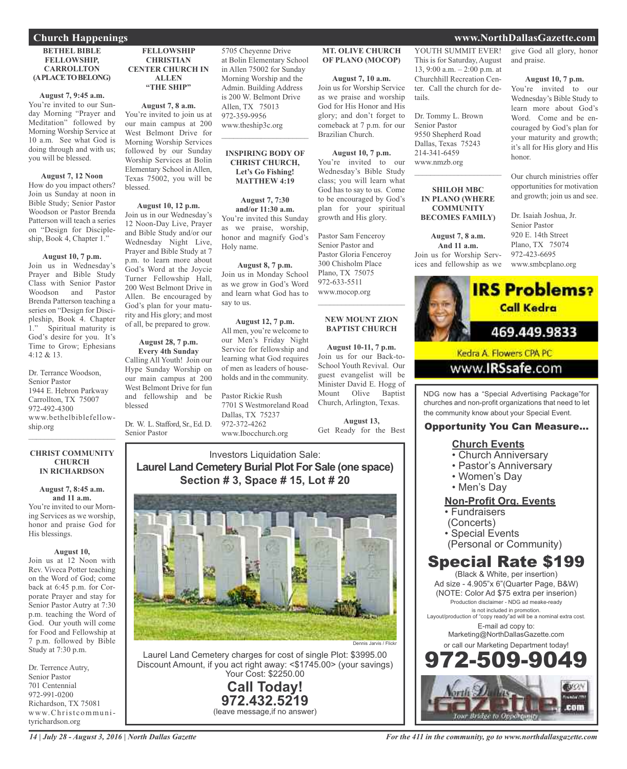## Church Happenings

### BETHEL BIBLE FELLOWSHIP, CARROLLTON (A PLACE TO BELONG)

**August 7, 9:45 a.m.**
You're invited to our Sunday Morning "Prayer and Meditation" followed by Morning Worship Service at 10 a.m. See what God is doing through and with us; you will be blessed.

**August 7, 12 Noon**
How do you impact others? Join us Sunday at noon in Bible Study; Senior Pastor Woodson or Pastor Brenda Patterson will teach a series on "Design for Discipleship, Book 4, Chapter 1."

**August 10, 7 p.m.**
Join us in Wednesday's Prayer and Bible Study Class with Senior Pastor Woodson and Pastor Brenda Patterson teaching a series on "Design for Discipleship, Book 4. Chapter 1." Spiritual maturity is God's desire for you. It's Time to Grow; Ephesians 4:12 & 13.

Dr. Terrance Woodson,
Senior Pastor
1944 E. Hebron Parkway
Carrollton, TX 75007
972-492-4300
www.bethelbiblefellowship.org

---

### CHRIST COMMUNITY CHURCH IN RICHARDSON

**August 7, 8:45 a.m. and 11 a.m.**
You're invited to our Morning Services as we worship, honor and praise God for His blessings.

**August 10,**
Join us at 12 Noon with Rev. Viveca Potter teaching on the Word of God; come back at 6:45 p.m. for Corporate Prayer and stay for Senior Pastor Autry at 7:30 p.m. teaching the Word of God. Our youth will come for Food and Fellowship at 7 p.m. followed by Bible Study at 7:30 p.m.

Dr. Terrence Autry,
Senior Pastor
701 Centennial
972-991-0200
Richardson, TX 75081
www.Christcommunityrichardson.org

---

### FELLOWSHIP CHRISTIAN CENTER CHURCH IN ALLEN "THE SHIP"

**August 7, 8 a.m.**
You're invited to join us at our main campus at 200 West Belmont Drive for Morning Worship Services followed by our Sunday Worship Services at Bolin Elementary School in Allen, Texas 75002, you will be blessed.

**August 10, 12 p.m.**
Join us in our Wednesday's 12 Noon-Day Live, Prayer and Bible Study and/or our Wednesday Night Live, Prayer and Bible Study at 7 p.m. to learn more about God's Word at the Joycie Turner Fellowship Hall, 200 West Belmont Drive in Allen. Be encouraged by God's plan for your maturity and His glory; and most of all, be prepared to grow.

**August 28, 7 p.m. Every 4th Sunday**
Calling All Youth! Join our Hype Sunday Worship on our main campus at 200 West Belmont Drive for fun and fellowship and be blessed

Dr. W. L. Stafford, Sr., Ed. D.
Senior Pastor
5705 Cheyenne Drive
at Bolin Elementary School in Allen 75002 for Sunday Morning Worship and the Admin. Building Address is 200 W. Belmont Drive
Allen, TX 75013
972-359-9956
www.theship3c.org

---

### INSPIRING BODY OF CHRIST CHURCH, Let's Go Fishing! MATTHEW 4:19

**August 7, 7:30 and/or 11:30 a.m.**
You're invited this Sunday as we praise, worship, honor and magnify God's Holy name.

**August 8, 7 p.m.**
Join us in Monday School as we grow in God's Word and learn what God has to say to us.

**August 12, 7 p.m.**
All men, you're welcome to our Men's Friday Night Service for fellowship and learning what God requires of men as leaders of households and in the community.

Pastor Rickie Rush
7701 S Westmoreland Road
Dallas, TX 75237
972-372-4262
www.Ibocchurch.org

---

### MT. OLIVE CHURCH OF PLANO (MOCOP)

**August 7, 10 a.m.**
Join us for Worship Service as we praise and worship God for His Honor and His glory; and don't forget to comeback at 7 p.m. for our Brazilian Church.

**August 10, 7 p.m.**
You're invited to our Wednesday's Bible Study class; you will learn what God has to say to us. Come to be encouraged by God's plan for your spiritual growth and His glory.

Pastor Sam Fenceroy
Senior Pastor and
Pastor Gloria Fenceroy
300 Chisholm Place
Plano, TX 75075
972-633-5511
www.mocop.org

---

### NEW MOUNT ZION BAPTIST CHURCH

**August 10-11, 7 p.m.**
Join us for our Back-to-School Youth Revival. Our guest evangelist will be Minister David E. Hogg of Mount Olive Baptist Church, Arlington, Texas.

**August 13,**
Get Ready for the Best YOUTH SUMMIT EVER! This is for Saturday, August 13, 9:00 a.m. – 2:00 p.m. at Churchhill Recreation Center. Call the church for details.

Dr. Tommy L. Brown
Senior Pastor
9550 Shepherd Road
Dallas, Texas 75243
214-341-6459
www.nmzb.org

---

### SHILOH MBC IN PLANO (WHERE COMMUNITY BECOMES FAMILY)

**August 7, 8 a.m. And 11 a.m.**
Join us for Worship Services and fellowship as we give God all glory, honor and praise.

**August 10, 7 p.m.**
You're invited to our Wednesday's Bible Study to learn more about God's Word. Come and be encouraged by God's plan for your maturity and growth; it's all for His glory and His honor.

Our church ministries offer opportunities for motivation and growth; join us and see.

Dr. Isaiah Joshua, Jr.
Senior Pastor
920 E. 14th Street
Plano, TX 75074
972-423-6695
www.smbcplano.org

---

**IRS Problems? Call Kedra**
469.449.9833
Kedra A. Flowers CPA PC
www.IRSsafe.com

---

Investors Liquidation Sale:
**Laurel Land Cemetery Burial Plot For Sale (one space)**
**Section # 3, Space # 15, Lot # 20**

Dennis Jarvis / Flickr

Laurel Land Cemetery charges for cost of single Plot: $3995.00
Discount Amount, if you act right away: <$1745.00> (your savings)
Your Cost: $2250.00

**Call Today!**
**972.432.5219**
(leave message,if no answer)

---

NDG now has a "Special Advertising Package"for churches and non-profit organizations that need to let the community know about your Special Event.

**Opportunity You Can Measure...**

**Church Events**
- Church Anniversary
- Pastor's Anniversary
- Women's Day
- Men's Day

**Non-Profit Org. Events**
- Fundraisers (Concerts)
- Special Events (Personal or Community)

**Special Rate $199**
(Black & White, per insertion)
Ad size - 4.905"x 6"(Quarter Page, B&W)
(NOTE: Color Ad $75 extra per inserion)
Production disclaimer - NDG ad meake-ready is not included in promotion.
Layout/production of "copy ready"ad will be a nominal extra cost.
E-mail ad copy to:
Marketing@NorthDallasGazette.com
or call our Marketing Department today!

**972-509-9049**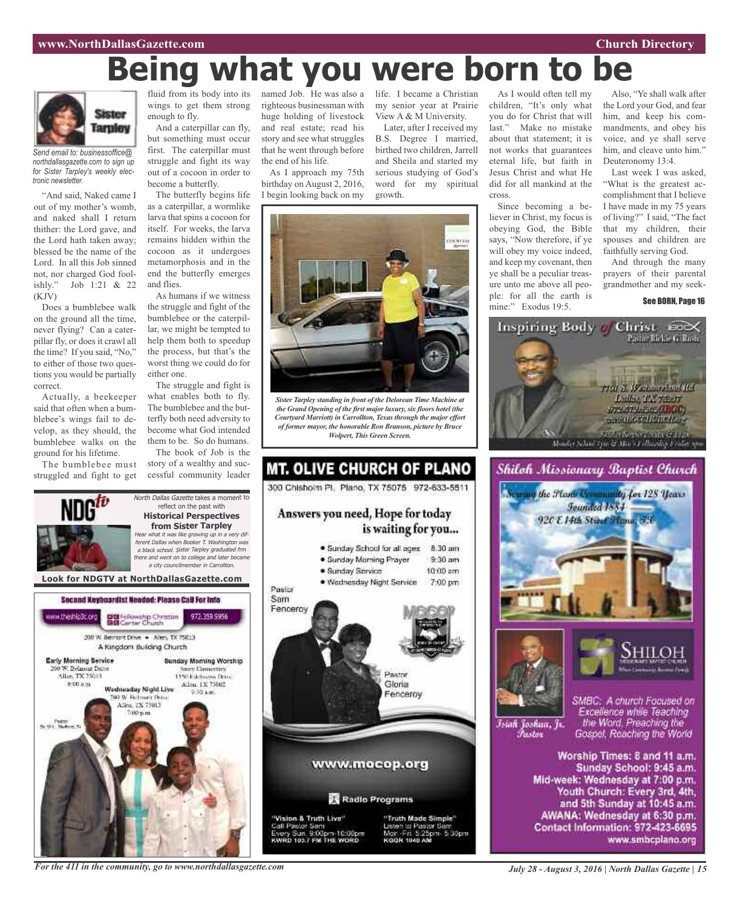# Being what you were born to be

Sister Tarpley

*Send email to: businessoffice@northdallasgazette.com to sign up for Sister Tarpley's weekly electronic newsletter.*

"And said, Naked came I out of my mother's womb, and naked shall I return thither: the Lord gave, and the Lord hath taken away; blessed be the name of the Lord. In all this Job sinned not, nor charged God foolishly." Job 1:21 & 22 (KJV)

Does a bumblebee walk on the ground all the time, never flying? Can a caterpillar fly, or does it crawl all the time? If you said, "No," to either of those two questions you would be partially correct.

Actually, a beekeeper said that often when a bumblebee's wings fail to develop, as they should, the bumblebee walks on the ground for his lifetime.

The bumblebee must struggled and fight to get fluid from its body into its wings to get them strong enough to fly.

And a caterpillar can fly, but something must occur first. The caterpillar must struggle and fight its way out of a cocoon in order to become a butterfly.

The butterfly begins life as a caterpillar, a wormlike larva that spins a cocoon for itself. For weeks, the larva remains hidden within the cocoon as it undergoes metamorphosis and in the end the butterfly emerges and flies.

As humans if we witness the struggle and fight of the bumblebee or the caterpillar, we might be tempted to help them both to speedup the process, but that's the worst thing we could do for either one.

The struggle and fight is what enables both to fly. The bumblebee and the butterfly both need adversity to become what God intended them to be. So do humans.

The book of Job is the story of a wealthy and successful community leader named Job. He was also a righteous businessman with huge holding of livestock and real estate; read his story and see what struggles that he went through before the end of his life.

As I approach my 75th birthday on August 2, 2016, I begin looking back on my life. I became a Christian my senior year at Prairie View A & M University.

Later, after I received my B.S. Degree I married, birthed two children, Jarrell and Sheila and started my serious studying of God's word for my spiritual growth.

*Sister Tarpley standing in front of the Delorean Time Machine at the Grand Opening of the first major luxury, six floors hotel (the Courtyard Marriott) in Carrollton, Texas through the major effort of former mayor, the honorable Ron Branson, picture by Bruce Wolpert, This Green Screen.*

As I would often tell my children, "It's only what you do for Christ that will last." Make no mistake about that statement; it is not works that guarantees eternal life, but faith in Jesus Christ and what He did for all mankind at the cross.

Since becoming a believer in Christ, my focus is obeying God, the Bible says, "Now therefore, if ye will obey my voice indeed, and keep my covenant, then ye shall be a peculiar treasure unto me above all people: for all the earth is mine:" Exodus 19:5.

Also, "Ye shall walk after the Lord your God, and fear him, and keep his commandments, and obey his voice, and ye shall serve him, and cleave unto him." Deuteronomy 13:4.

Last week I was asked, "What is the greatest accomplishment that I believe I have made in my 75 years of living?" I said, "The fact that my children, their spouses and children are faithfully serving God.

And through the many prayers of their parental grandmother and my seek-

**See BORN, Page 16**

---

NDG*tv*

*North Dallas Gazette* takes a moment to reflect on the past with

**Historical Perspectives from Sister Tarpley**

*Hear what it was like growing up in a very different Dallas when Booker T. Washington was a black school. Sister Tarpley graduated frm there and went on to college and later became a city councilmember in Carrollton.*

**Look for NDGTV at NorthDallasGazette.com**

---

**Second Keyboardist Needed: Please Call For Info**

www.thefellowshipcc.org Fellowship Christian Center Church 972.359.9956

200 W. Belmont Drive • Allen, TX 75013

A Kingdom Building Church

**Early Morning Service**
200 W. Belmont Drive
Allen, TX 75013
8:00 a.m.

**Sunday Morning Worship**
Story Elementary
1550 Edelweiss Drive
Allen, TX 75002
9:30 a.m.

**Wednesday Night Live**
200 W. Belmont Drive
Allen, TX 75013
7:00 p.m.

Pastor Dr. W.L. Stafford, Sr.

---

**MT. OLIVE CHURCH OF PLANO**

300 Chisholm Pl. Plano, TX 75075 972-633-5511

Answers you need, Hope for today is waiting for you...

- Sunday School for all ages 8:30 am
- Sunday Morning Prayer 9:30 am
- Sunday Service 10:00 am
- Wednesday Night Service 7:00 pm

Pastor Sam Fenceroy

Pastor Gloria Fenceroy

www.mocop.org

Radio Programs

"Vision & Truth Live"
Call Pastor Sam
Every Sun. 9:00pm-10:00pm
KWRD 103.7 FM THE WORD

"Truth Made Simple"
Listen to Pastor Sam
Mon.-Fri. 5:25pm- 5:30pm
KGGR 1040 AM

---

**Inspiring Body of Christ** IBOC

Pastor Rickie G. Rush

---

*Shiloh Missionary Baptist Church*

*Serving the Plano Community for 128 Years*

*Founded 1884*

*920 E 14th Street Plano, TX*

SHILOH Missionary Baptist Church

*Isiah Joshua, Jr. Pastor*

*SMBC: A church Focused on Excellence while Teaching the Word, Preaching the Gospel, Reaching the World*

**Worship Times: 8 and 11 a.m.**
**Sunday School: 9:45 a.m.**
**Mid-week: Wednesday at 7:00 p.m.**
**Youth Church: Every 3rd, 4th, and 5th Sunday at 10:45 a.m.**
**AWANA: Wednesday at 6:30 p.m.**
**Contact Information: 972-423-6695**
**www.smbcplano.org**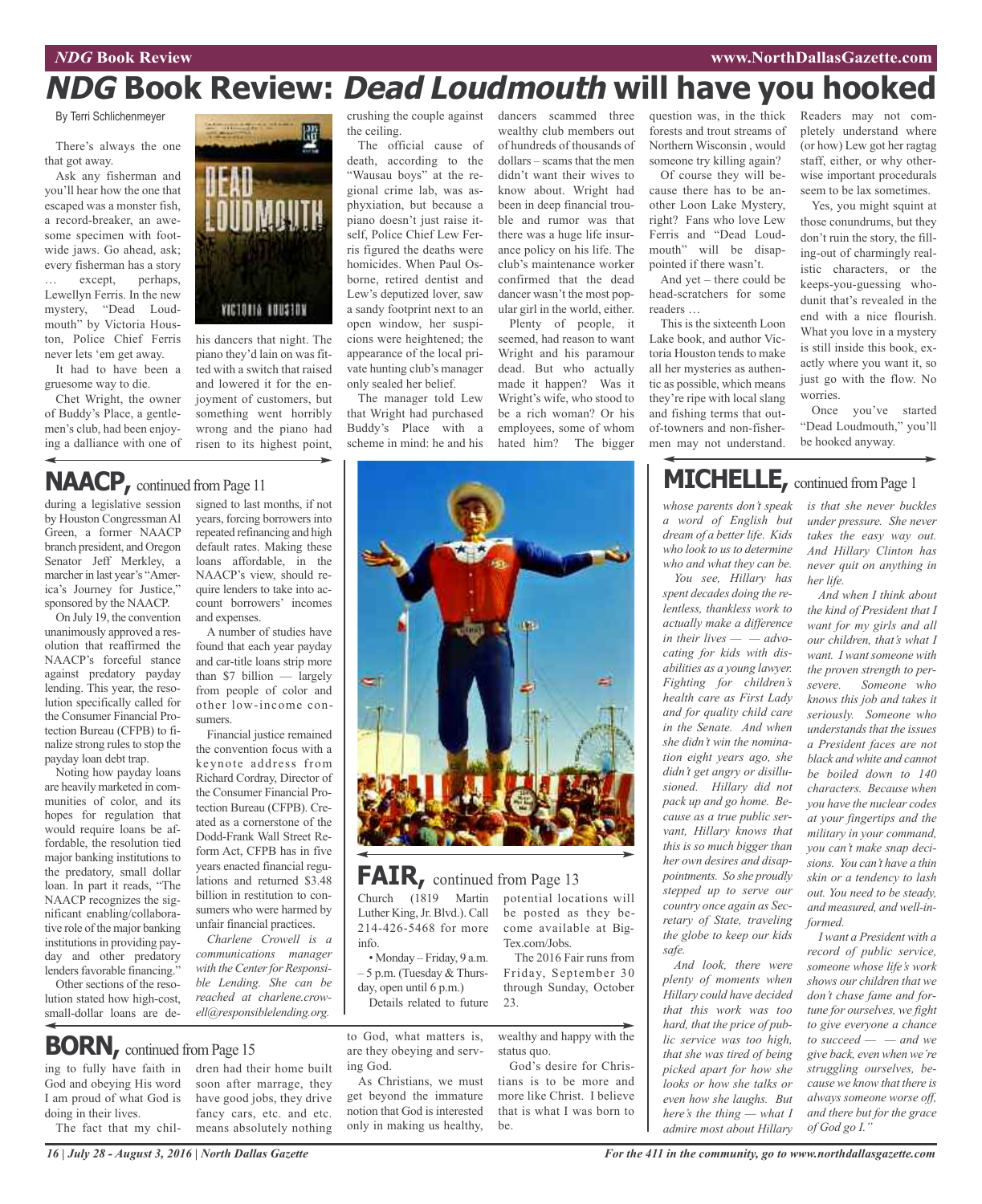# *NDG* Book Review: *Dead Loudmouth* will have you hooked

By Terri Schlichenmeyer

There's always the one that got away.

Ask any fisherman and you'll hear how the one that escaped was a monster fish, a record-breaker, an awesome specimen with foot-wide jaws. Go ahead, ask; every fisherman has a story … except, perhaps, Lewellyn Ferris. In the new mystery, "Dead Loudmouth" by Victoria Houston, Police Chief Ferris never lets 'em get away.

It had to have been a gruesome way to die.

Chet Wright, the owner of Buddy's Place, a gentlemen's club, had been enjoying a dalliance with one of his dancers that night. The piano they'd lain on was fitted with a switch that raised and lowered it for the enjoyment of customers, but something went horribly wrong and the piano had risen to its highest point, crushing the couple against the ceiling.

The official cause of death, according to the "Wausau boys" at the regional crime lab, was asphyxiation, but because a piano doesn't just raise itself, Police Chief Lew Ferris figured the deaths were homicides. When Paul Osborne, retired dentist and Lew's deputized lover, saw a sandy footprint next to an open window, her suspicions were heightened; the appearance of the local private hunting club's manager only sealed her belief.

The manager told Lew that Wright had purchased Buddy's Place with a scheme in mind: he and his dancers scammed three wealthy club members out of hundreds of thousands of dollars – scams that the men didn't want their wives to know about. Wright had been in deep financial trouble and rumor was that there was a huge life insurance policy on his life. The club's maintenance worker confirmed that the dead dancer wasn't the most popular girl in the world, either.

Plenty of people, it seemed, had reason to want Wright and his paramour dead. But who actually made it happen? Was it Wright's wife, who stood to be a rich woman? Or his employees, some of whom hated him? The bigger question was, in the thick forests and trout streams of Northern Wisconsin , would someone try killing again?

Of course they will because there has to be another Loon Lake Mystery, right? Fans who love Lew Ferris and "Dead Loudmouth" will be disappointed if there wasn't.

And yet – there could be head-scratchers for some readers …

This is the sixteenth Loon Lake book, and author Victoria Houston tends to make all her mysteries as authentic as possible, which means they're ripe with local slang and fishing terms that out-of-towners and non-fishermen may not understand. Readers may not completely understand where (or how) Lew got her ragtag staff, either, or why otherwise important procedurals seem to be lax sometimes.

Yes, you might squint at those conundrums, but they don't ruin the story, the filling-out of charmingly realistic characters, or the keeps-you-guessing whodunit that's revealed in the end with a nice flourish. What you love in a mystery is still inside this book, exactly where you want it, so just go with the flow. No worries.

Once you've started "Dead Loudmouth," you'll be hooked anyway.

## NAACP, continued from Page 11

during a legislative session by Houston Congressman Al Green, a former NAACP branch president, and Oregon Senator Jeff Merkley, a marcher in last year's "America's Journey for Justice," sponsored by the NAACP.

On July 19, the convention unanimously approved a resolution that reaffirmed the NAACP's forceful stance against predatory payday lending. This year, the resolution specifically called for the Consumer Financial Protection Bureau (CFPB) to finalize strong rules to stop the payday loan debt trap.

Noting how payday loans are heavily marketed in communities of color, and its hopes for regulation that would require loans be affordable, the resolution tied major banking institutions to the predatory, small dollar loan. In part it reads, "The NAACP recognizes the significant enabling/collaborative role of the major banking institutions in providing payday and other predatory lenders favorable financing."

Other sections of the resolution stated how high-cost, small-dollar loans are designed to last months, if not years, forcing borrowers into repeated refinancing and high default rates. Making these loans affordable, in the NAACP's view, should require lenders to take into account borrowers' incomes and expenses.

A number of studies have found that each year payday and car-title loans strip more than $7 billion — largely from people of color and other low-income consumers.

Financial justice remained the convention focus with a keynote address from Richard Cordray, Director of the Consumer Financial Protection Bureau (CFPB). Created as a cornerstone of the Dodd-Frank Wall Street Reform Act, CFPB has in five years enacted financial regulations and returned $3.48 billion in restitution to consumers who were harmed by unfair financial practices.

*Charlene Crowell is a communications manager with the Center for Responsible Lending. She can be reached at charlene.crowell@responsiblelending.org.*

## FAIR, continued from Page 13

Church (1819 Martin Luther King, Jr. Blvd.). Call 214-426-5468 for more info.

• Monday – Friday, 9 a.m. – 5 p.m. (Tuesday & Thursday, open until 6 p.m.)

Details related to future potential locations will be posted as they become available at BigTex.com/Jobs.

The 2016 Fair runs from Friday, September 30 through Sunday, October 23.

## MICHELLE, continued from Page 1

*whose parents don't speak a word of English but dream of a better life. Kids who look to us to determine who and what they can be.*

*You see, Hillary has spent decades doing the relentless, thankless work to actually make a difference in their lives — — advocating for kids with disabilities as a young lawyer. Fighting for children's health care as First Lady and for quality child care in the Senate. And when she didn't win the nomination eight years ago, she didn't get angry or disillusioned. Hillary did not pack up and go home. Because as a true public servant, Hillary knows that this is so much bigger than her own desires and disappointments. So she proudly stepped up to serve our country once again as Secretary of State, traveling the globe to keep our kids safe.*

*And look, there were plenty of moments when Hillary could have decided that this work was too hard, that the price of public service was too high, that she was tired of being picked apart for how she looks or how she talks or even how she laughs. But here's the thing — what I admire most about Hillary is that she never buckles under pressure. She never takes the easy way out. And Hillary Clinton has never quit on anything in her life.*

*And when I think about the kind of President that I want for my girls and all our children, that's what I want. I want someone with the proven strength to persevere. Someone who knows this job and takes it seriously. Someone who understands that the issues a President faces are not black and white and cannot be boiled down to 140 characters. Because when you have the nuclear codes at your fingertips and the military in your command, you can't make snap decisions. You can't have a thin skin or a tendency to lash out. You need to be steady, and measured, and well-informed.*

*I want a President with a record of public service, someone whose life's work shows our children that we don't chase fame and fortune for ourselves, we fight to give everyone a chance to succeed — — and we give back, even when we're struggling ourselves, because we know that there is always someone worse off, and there but for the grace of God go I."*

## BORN, continued from Page 15

ing to fully have faith in God and obeying His word I am proud of what God is doing in their lives.

The fact that my children had their home built soon after marrage, they have good jobs, they drive fancy cars, etc. and etc. means absolutely nothing to God, what matters is, are they obeying and serving God.

As Christians, we must get beyond the immature notion that God is interested only in making us healthy, wealthy and happy with the status quo.

God's desire for Christians is to be more and more like Christ. I believe that is what I was born to be.